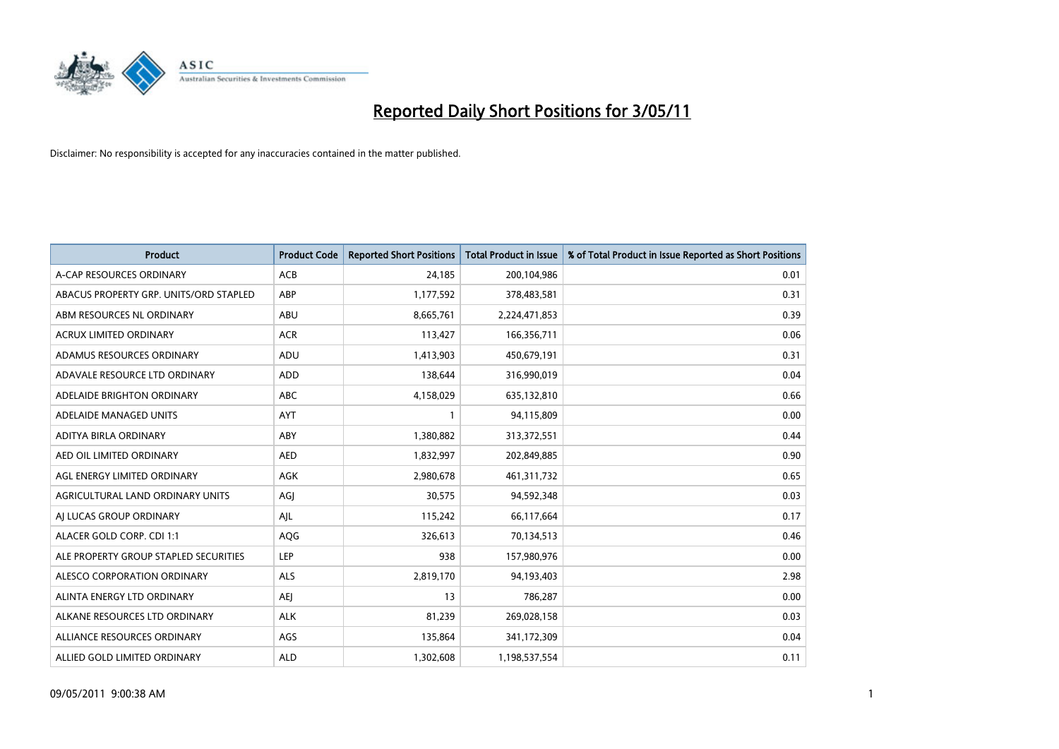# Reported Daily Short Positions for 3/05/11

Disclaimer: No responsibility is accepted for any inaccuracies contained in the matter published.

| Product | Product Code | Reported Short Positions | Total Product in Issue | % of Total Product in Issue Reported as Short Positions |
|---|---|---|---|---|
| A-CAP RESOURCES ORDINARY | ACB | 24,185 | 200,104,986 | 0.01 |
| ABACUS PROPERTY GRP. UNITS/ORD STAPLED | ABP | 1,177,592 | 378,483,581 | 0.31 |
| ABM RESOURCES NL ORDINARY | ABU | 8,665,761 | 2,224,471,853 | 0.39 |
| ACRUX LIMITED ORDINARY | ACR | 113,427 | 166,356,711 | 0.06 |
| ADAMUS RESOURCES ORDINARY | ADU | 1,413,903 | 450,679,191 | 0.31 |
| ADAVALE RESOURCE LTD ORDINARY | ADD | 138,644 | 316,990,019 | 0.04 |
| ADELAIDE BRIGHTON ORDINARY | ABC | 4,158,029 | 635,132,810 | 0.66 |
| ADELAIDE MANAGED UNITS | AYT | 1 | 94,115,809 | 0.00 |
| ADITYA BIRLA ORDINARY | ABY | 1,380,882 | 313,372,551 | 0.44 |
| AED OIL LIMITED ORDINARY | AED | 1,832,997 | 202,849,885 | 0.90 |
| AGL ENERGY LIMITED ORDINARY | AGK | 2,980,678 | 461,311,732 | 0.65 |
| AGRICULTURAL LAND ORDINARY UNITS | AGJ | 30,575 | 94,592,348 | 0.03 |
| AJ LUCAS GROUP ORDINARY | AJL | 115,242 | 66,117,664 | 0.17 |
| ALACER GOLD CORP. CDI 1:1 | AQG | 326,613 | 70,134,513 | 0.46 |
| ALE PROPERTY GROUP STAPLED SECURITIES | LEP | 938 | 157,980,976 | 0.00 |
| ALESCO CORPORATION ORDINARY | ALS | 2,819,170 | 94,193,403 | 2.98 |
| ALINTA ENERGY LTD ORDINARY | AEJ | 13 | 786,287 | 0.00 |
| ALKANE RESOURCES LTD ORDINARY | ALK | 81,239 | 269,028,158 | 0.03 |
| ALLIANCE RESOURCES ORDINARY | AGS | 135,864 | 341,172,309 | 0.04 |
| ALLIED GOLD LIMITED ORDINARY | ALD | 1,302,608 | 1,198,537,554 | 0.11 |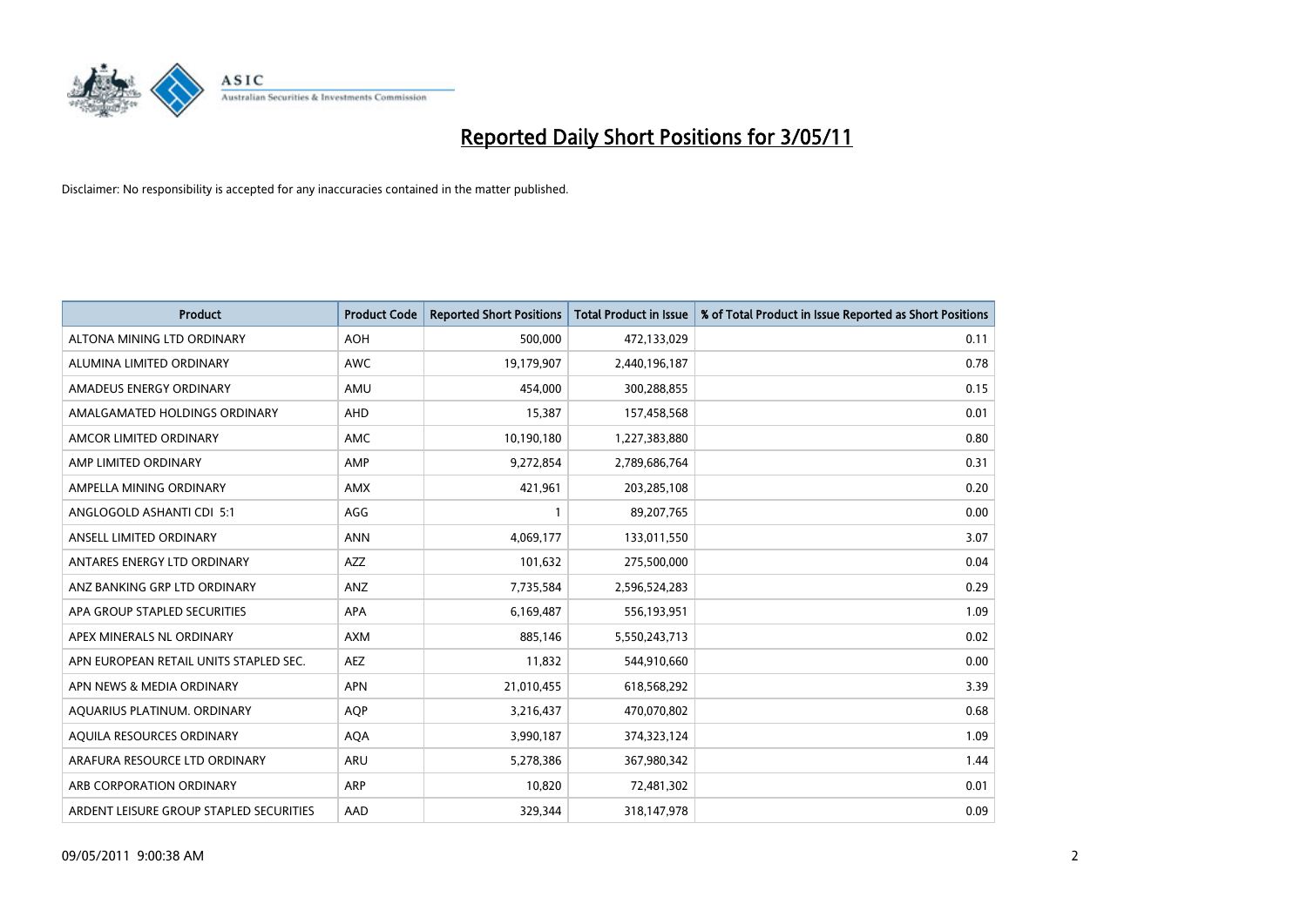# Reported Daily Short Positions for 3/05/11

Disclaimer: No responsibility is accepted for any inaccuracies contained in the matter published.

| Product | Product Code | Reported Short Positions | Total Product in Issue | % of Total Product in Issue Reported as Short Positions |
|---|---|---|---|---|
| ALTONA MINING LTD ORDINARY | AOH | 500,000 | 472,133,029 | 0.11 |
| ALUMINA LIMITED ORDINARY | AWC | 19,179,907 | 2,440,196,187 | 0.78 |
| AMADEUS ENERGY ORDINARY | AMU | 454,000 | 300,288,855 | 0.15 |
| AMALGAMATED HOLDINGS ORDINARY | AHD | 15,387 | 157,458,568 | 0.01 |
| AMCOR LIMITED ORDINARY | AMC | 10,190,180 | 1,227,383,880 | 0.80 |
| AMP LIMITED ORDINARY | AMP | 9,272,854 | 2,789,686,764 | 0.31 |
| AMPELLA MINING ORDINARY | AMX | 421,961 | 203,285,108 | 0.20 |
| ANGLOGOLD ASHANTI CDI 5:1 | AGG | 1 | 89,207,765 | 0.00 |
| ANSELL LIMITED ORDINARY | ANN | 4,069,177 | 133,011,550 | 3.07 |
| ANTARES ENERGY LTD ORDINARY | AZZ | 101,632 | 275,500,000 | 0.04 |
| ANZ BANKING GRP LTD ORDINARY | ANZ | 7,735,584 | 2,596,524,283 | 0.29 |
| APA GROUP STAPLED SECURITIES | APA | 6,169,487 | 556,193,951 | 1.09 |
| APEX MINERALS NL ORDINARY | AXM | 885,146 | 5,550,243,713 | 0.02 |
| APN EUROPEAN RETAIL UNITS STAPLED SEC. | AEZ | 11,832 | 544,910,660 | 0.00 |
| APN NEWS & MEDIA ORDINARY | APN | 21,010,455 | 618,568,292 | 3.39 |
| AQUARIUS PLATINUM. ORDINARY | AQP | 3,216,437 | 470,070,802 | 0.68 |
| AQUILA RESOURCES ORDINARY | AQA | 3,990,187 | 374,323,124 | 1.09 |
| ARAFURA RESOURCE LTD ORDINARY | ARU | 5,278,386 | 367,980,342 | 1.44 |
| ARB CORPORATION ORDINARY | ARP | 10,820 | 72,481,302 | 0.01 |
| ARDENT LEISURE GROUP STAPLED SECURITIES | AAD | 329,344 | 318,147,978 | 0.09 |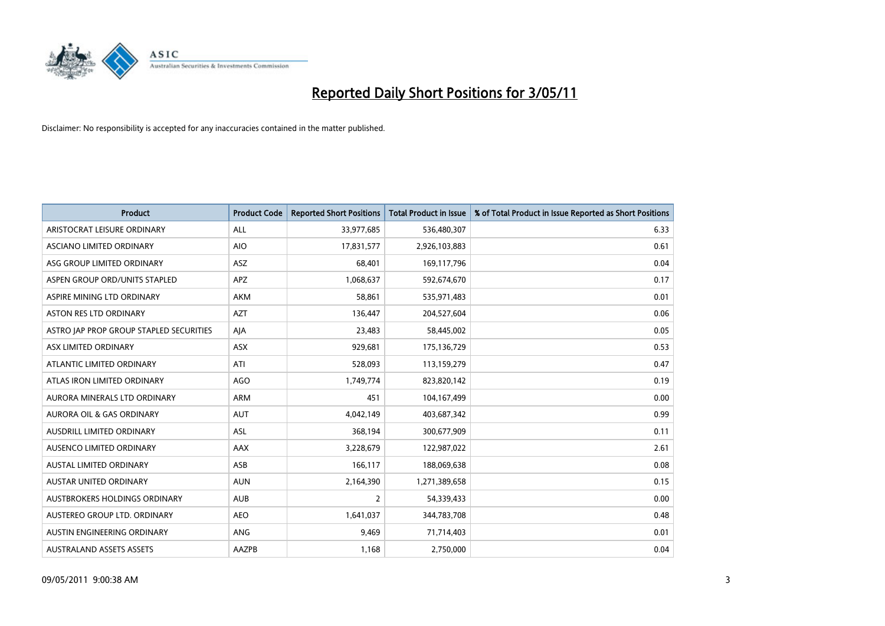# Reported Daily Short Positions for 3/05/11

Disclaimer: No responsibility is accepted for any inaccuracies contained in the matter published.

| Product | Product Code | Reported Short Positions | Total Product in Issue | % of Total Product in Issue Reported as Short Positions |
|---|---|---|---|---|
| ARISTOCRAT LEISURE ORDINARY | ALL | 33,977,685 | 536,480,307 | 6.33 |
| ASCIANO LIMITED ORDINARY | AIO | 17,831,577 | 2,926,103,883 | 0.61 |
| ASG GROUP LIMITED ORDINARY | ASZ | 68,401 | 169,117,796 | 0.04 |
| ASPEN GROUP ORD/UNITS STAPLED | APZ | 1,068,637 | 592,674,670 | 0.17 |
| ASPIRE MINING LTD ORDINARY | AKM | 58,861 | 535,971,483 | 0.01 |
| ASTON RES LTD ORDINARY | AZT | 136,447 | 204,527,604 | 0.06 |
| ASTRO JAP PROP GROUP STAPLED SECURITIES | AJA | 23,483 | 58,445,002 | 0.05 |
| ASX LIMITED ORDINARY | ASX | 929,681 | 175,136,729 | 0.53 |
| ATLANTIC LIMITED ORDINARY | ATI | 528,093 | 113,159,279 | 0.47 |
| ATLAS IRON LIMITED ORDINARY | AGO | 1,749,774 | 823,820,142 | 0.19 |
| AURORA MINERALS LTD ORDINARY | ARM | 451 | 104,167,499 | 0.00 |
| AURORA OIL & GAS ORDINARY | AUT | 4,042,149 | 403,687,342 | 0.99 |
| AUSDRILL LIMITED ORDINARY | ASL | 368,194 | 300,677,909 | 0.11 |
| AUSENCO LIMITED ORDINARY | AAX | 3,228,679 | 122,987,022 | 2.61 |
| AUSTAL LIMITED ORDINARY | ASB | 166,117 | 188,069,638 | 0.08 |
| AUSTAR UNITED ORDINARY | AUN | 2,164,390 | 1,271,389,658 | 0.15 |
| AUSTBROKERS HOLDINGS ORDINARY | AUB | 2 | 54,339,433 | 0.00 |
| AUSTEREO GROUP LTD. ORDINARY | AEO | 1,641,037 | 344,783,708 | 0.48 |
| AUSTIN ENGINEERING ORDINARY | ANG | 9,469 | 71,714,403 | 0.01 |
| AUSTRALAND ASSETS ASSETS | AAZPB | 1,168 | 2,750,000 | 0.04 |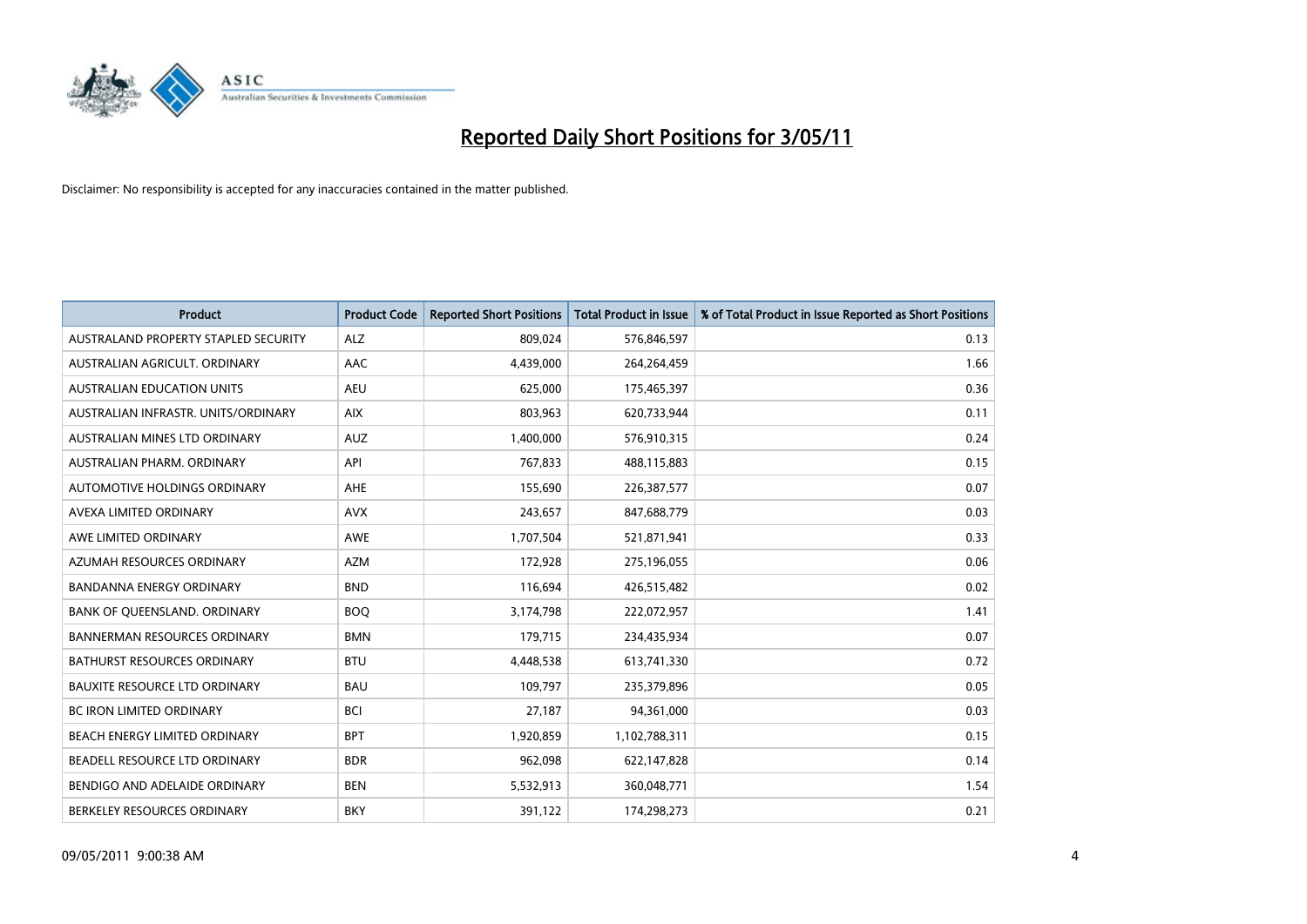# Reported Daily Short Positions for 3/05/11

Disclaimer: No responsibility is accepted for any inaccuracies contained in the matter published.

| Product | Product Code | Reported Short Positions | Total Product in Issue | % of Total Product in Issue Reported as Short Positions |
|---|---|---|---|---|
| AUSTRALAND PROPERTY STAPLED SECURITY | ALZ | 809,024 | 576,846,597 | 0.13 |
| AUSTRALIAN AGRICULT. ORDINARY | AAC | 4,439,000 | 264,264,459 | 1.66 |
| AUSTRALIAN EDUCATION UNITS | AEU | 625,000 | 175,465,397 | 0.36 |
| AUSTRALIAN INFRASTR. UNITS/ORDINARY | AIX | 803,963 | 620,733,944 | 0.11 |
| AUSTRALIAN MINES LTD ORDINARY | AUZ | 1,400,000 | 576,910,315 | 0.24 |
| AUSTRALIAN PHARM. ORDINARY | API | 767,833 | 488,115,883 | 0.15 |
| AUTOMOTIVE HOLDINGS ORDINARY | AHE | 155,690 | 226,387,577 | 0.07 |
| AVEXA LIMITED ORDINARY | AVX | 243,657 | 847,688,779 | 0.03 |
| AWE LIMITED ORDINARY | AWE | 1,707,504 | 521,871,941 | 0.33 |
| AZUMAH RESOURCES ORDINARY | AZM | 172,928 | 275,196,055 | 0.06 |
| BANDANNA ENERGY ORDINARY | BND | 116,694 | 426,515,482 | 0.02 |
| BANK OF QUEENSLAND. ORDINARY | BOQ | 3,174,798 | 222,072,957 | 1.41 |
| BANNERMAN RESOURCES ORDINARY | BMN | 179,715 | 234,435,934 | 0.07 |
| BATHURST RESOURCES ORDINARY | BTU | 4,448,538 | 613,741,330 | 0.72 |
| BAUXITE RESOURCE LTD ORDINARY | BAU | 109,797 | 235,379,896 | 0.05 |
| BC IRON LIMITED ORDINARY | BCI | 27,187 | 94,361,000 | 0.03 |
| BEACH ENERGY LIMITED ORDINARY | BPT | 1,920,859 | 1,102,788,311 | 0.15 |
| BEADELL RESOURCE LTD ORDINARY | BDR | 962,098 | 622,147,828 | 0.14 |
| BENDIGO AND ADELAIDE ORDINARY | BEN | 5,532,913 | 360,048,771 | 1.54 |
| BERKELEY RESOURCES ORDINARY | BKY | 391,122 | 174,298,273 | 0.21 |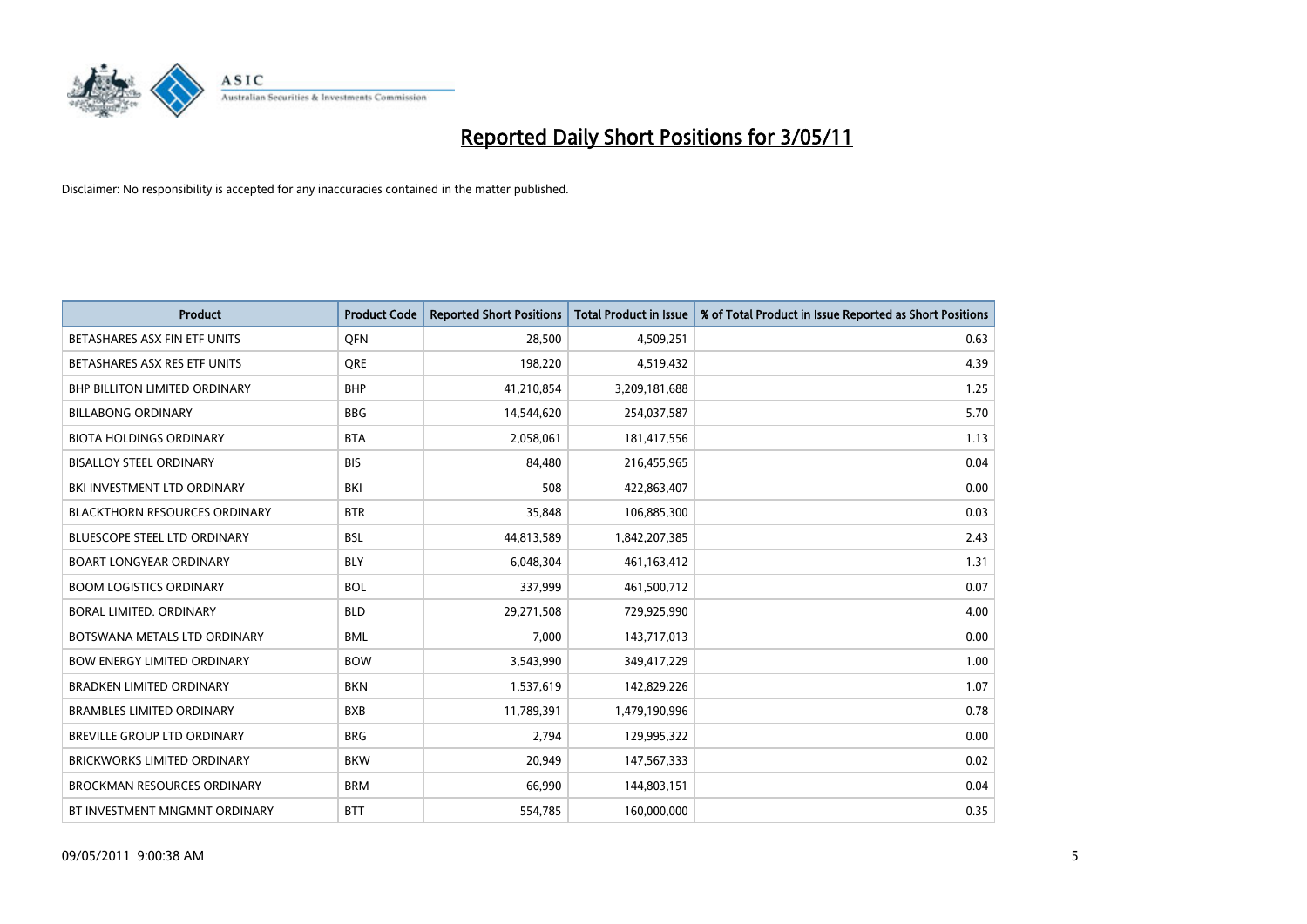# Reported Daily Short Positions for 3/05/11

Disclaimer: No responsibility is accepted for any inaccuracies contained in the matter published.

| Product | Product Code | Reported Short Positions | Total Product in Issue | % of Total Product in Issue Reported as Short Positions |
|---|---|---|---|---|
| BETASHARES ASX FIN ETF UNITS | QFN | 28,500 | 4,509,251 | 0.63 |
| BETASHARES ASX RES ETF UNITS | QRE | 198,220 | 4,519,432 | 4.39 |
| BHP BILLITON LIMITED ORDINARY | BHP | 41,210,854 | 3,209,181,688 | 1.25 |
| BILLABONG ORDINARY | BBG | 14,544,620 | 254,037,587 | 5.70 |
| BIOTA HOLDINGS ORDINARY | BTA | 2,058,061 | 181,417,556 | 1.13 |
| BISALLOY STEEL ORDINARY | BIS | 84,480 | 216,455,965 | 0.04 |
| BKI INVESTMENT LTD ORDINARY | BKI | 508 | 422,863,407 | 0.00 |
| BLACKTHORN RESOURCES ORDINARY | BTR | 35,848 | 106,885,300 | 0.03 |
| BLUESCOPE STEEL LTD ORDINARY | BSL | 44,813,589 | 1,842,207,385 | 2.43 |
| BOART LONGYEAR ORDINARY | BLY | 6,048,304 | 461,163,412 | 1.31 |
| BOOM LOGISTICS ORDINARY | BOL | 337,999 | 461,500,712 | 0.07 |
| BORAL LIMITED. ORDINARY | BLD | 29,271,508 | 729,925,990 | 4.00 |
| BOTSWANA METALS LTD ORDINARY | BML | 7,000 | 143,717,013 | 0.00 |
| BOW ENERGY LIMITED ORDINARY | BOW | 3,543,990 | 349,417,229 | 1.00 |
| BRADKEN LIMITED ORDINARY | BKN | 1,537,619 | 142,829,226 | 1.07 |
| BRAMBLES LIMITED ORDINARY | BXB | 11,789,391 | 1,479,190,996 | 0.78 |
| BREVILLE GROUP LTD ORDINARY | BRG | 2,794 | 129,995,322 | 0.00 |
| BRICKWORKS LIMITED ORDINARY | BKW | 20,949 | 147,567,333 | 0.02 |
| BROCKMAN RESOURCES ORDINARY | BRM | 66,990 | 144,803,151 | 0.04 |
| BT INVESTMENT MNGMNT ORDINARY | BTT | 554,785 | 160,000,000 | 0.35 |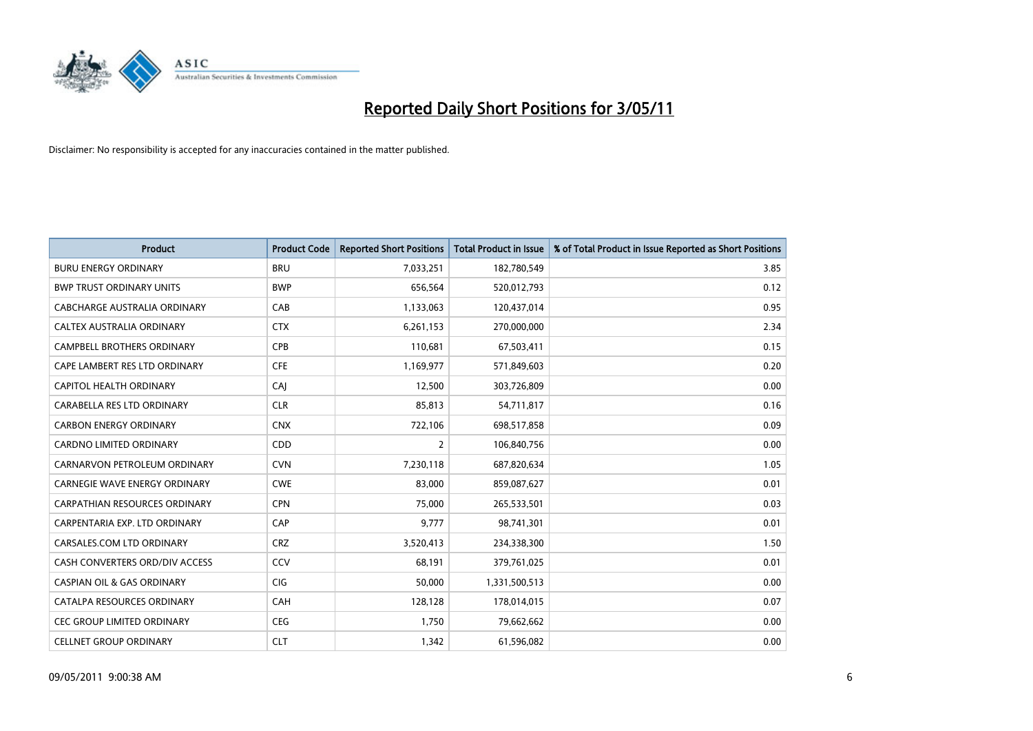# Reported Daily Short Positions for 3/05/11

Disclaimer: No responsibility is accepted for any inaccuracies contained in the matter published.

| Product | Product Code | Reported Short Positions | Total Product in Issue | % of Total Product in Issue Reported as Short Positions |
|---|---|---|---|---|
| BURU ENERGY ORDINARY | BRU | 7,033,251 | 182,780,549 | 3.85 |
| BWP TRUST ORDINARY UNITS | BWP | 656,564 | 520,012,793 | 0.12 |
| CABCHARGE AUSTRALIA ORDINARY | CAB | 1,133,063 | 120,437,014 | 0.95 |
| CALTEX AUSTRALIA ORDINARY | CTX | 6,261,153 | 270,000,000 | 2.34 |
| CAMPBELL BROTHERS ORDINARY | CPB | 110,681 | 67,503,411 | 0.15 |
| CAPE LAMBERT RES LTD ORDINARY | CFE | 1,169,977 | 571,849,603 | 0.20 |
| CAPITOL HEALTH ORDINARY | CAJ | 12,500 | 303,726,809 | 0.00 |
| CARABELLA RES LTD ORDINARY | CLR | 85,813 | 54,711,817 | 0.16 |
| CARBON ENERGY ORDINARY | CNX | 722,106 | 698,517,858 | 0.09 |
| CARDNO LIMITED ORDINARY | CDD | 2 | 106,840,756 | 0.00 |
| CARNARVON PETROLEUM ORDINARY | CVN | 7,230,118 | 687,820,634 | 1.05 |
| CARNEGIE WAVE ENERGY ORDINARY | CWE | 83,000 | 859,087,627 | 0.01 |
| CARPATHIAN RESOURCES ORDINARY | CPN | 75,000 | 265,533,501 | 0.03 |
| CARPENTARIA EXP. LTD ORDINARY | CAP | 9,777 | 98,741,301 | 0.01 |
| CARSALES.COM LTD ORDINARY | CRZ | 3,520,413 | 234,338,300 | 1.50 |
| CASH CONVERTERS ORD/DIV ACCESS | CCV | 68,191 | 379,761,025 | 0.01 |
| CASPIAN OIL & GAS ORDINARY | CIG | 50,000 | 1,331,500,513 | 0.00 |
| CATALPA RESOURCES ORDINARY | CAH | 128,128 | 178,014,015 | 0.07 |
| CEC GROUP LIMITED ORDINARY | CEG | 1,750 | 79,662,662 | 0.00 |
| CELLNET GROUP ORDINARY | CLT | 1,342 | 61,596,082 | 0.00 |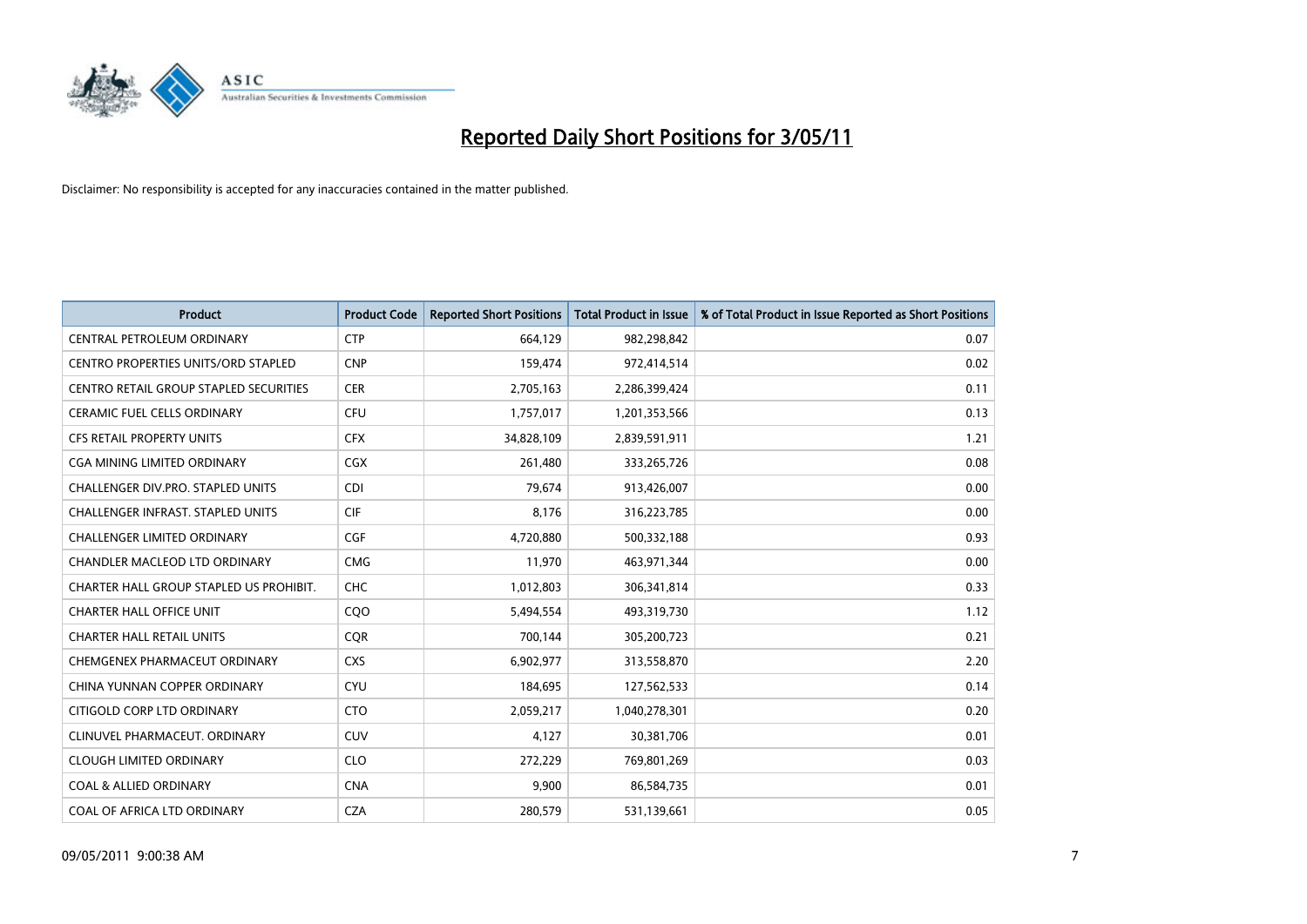# Reported Daily Short Positions for 3/05/11

Disclaimer: No responsibility is accepted for any inaccuracies contained in the matter published.

| Product | Product Code | Reported Short Positions | Total Product in Issue | % of Total Product in Issue Reported as Short Positions |
|---|---|---|---|---|
| CENTRAL PETROLEUM ORDINARY | CTP | 664,129 | 982,298,842 | 0.07 |
| CENTRO PROPERTIES UNITS/ORD STAPLED | CNP | 159,474 | 972,414,514 | 0.02 |
| CENTRO RETAIL GROUP STAPLED SECURITIES | CER | 2,705,163 | 2,286,399,424 | 0.11 |
| CERAMIC FUEL CELLS ORDINARY | CFU | 1,757,017 | 1,201,353,566 | 0.13 |
| CFS RETAIL PROPERTY UNITS | CFX | 34,828,109 | 2,839,591,911 | 1.21 |
| CGA MINING LIMITED ORDINARY | CGX | 261,480 | 333,265,726 | 0.08 |
| CHALLENGER DIV.PRO. STAPLED UNITS | CDI | 79,674 | 913,426,007 | 0.00 |
| CHALLENGER INFRAST. STAPLED UNITS | CIF | 8,176 | 316,223,785 | 0.00 |
| CHALLENGER LIMITED ORDINARY | CGF | 4,720,880 | 500,332,188 | 0.93 |
| CHANDLER MACLEOD LTD ORDINARY | CMG | 11,970 | 463,971,344 | 0.00 |
| CHARTER HALL GROUP STAPLED US PROHIBIT. | CHC | 1,012,803 | 306,341,814 | 0.33 |
| CHARTER HALL OFFICE UNIT | CQO | 5,494,554 | 493,319,730 | 1.12 |
| CHARTER HALL RETAIL UNITS | CQR | 700,144 | 305,200,723 | 0.21 |
| CHEMGENEX PHARMACEUT ORDINARY | CXS | 6,902,977 | 313,558,870 | 2.20 |
| CHINA YUNNAN COPPER ORDINARY | CYU | 184,695 | 127,562,533 | 0.14 |
| CITIGOLD CORP LTD ORDINARY | CTO | 2,059,217 | 1,040,278,301 | 0.20 |
| CLINUVEL PHARMACEUT. ORDINARY | CUV | 4,127 | 30,381,706 | 0.01 |
| CLOUGH LIMITED ORDINARY | CLO | 272,229 | 769,801,269 | 0.03 |
| COAL & ALLIED ORDINARY | CNA | 9,900 | 86,584,735 | 0.01 |
| COAL OF AFRICA LTD ORDINARY | CZA | 280,579 | 531,139,661 | 0.05 |

09/05/2011 9:00:38 AM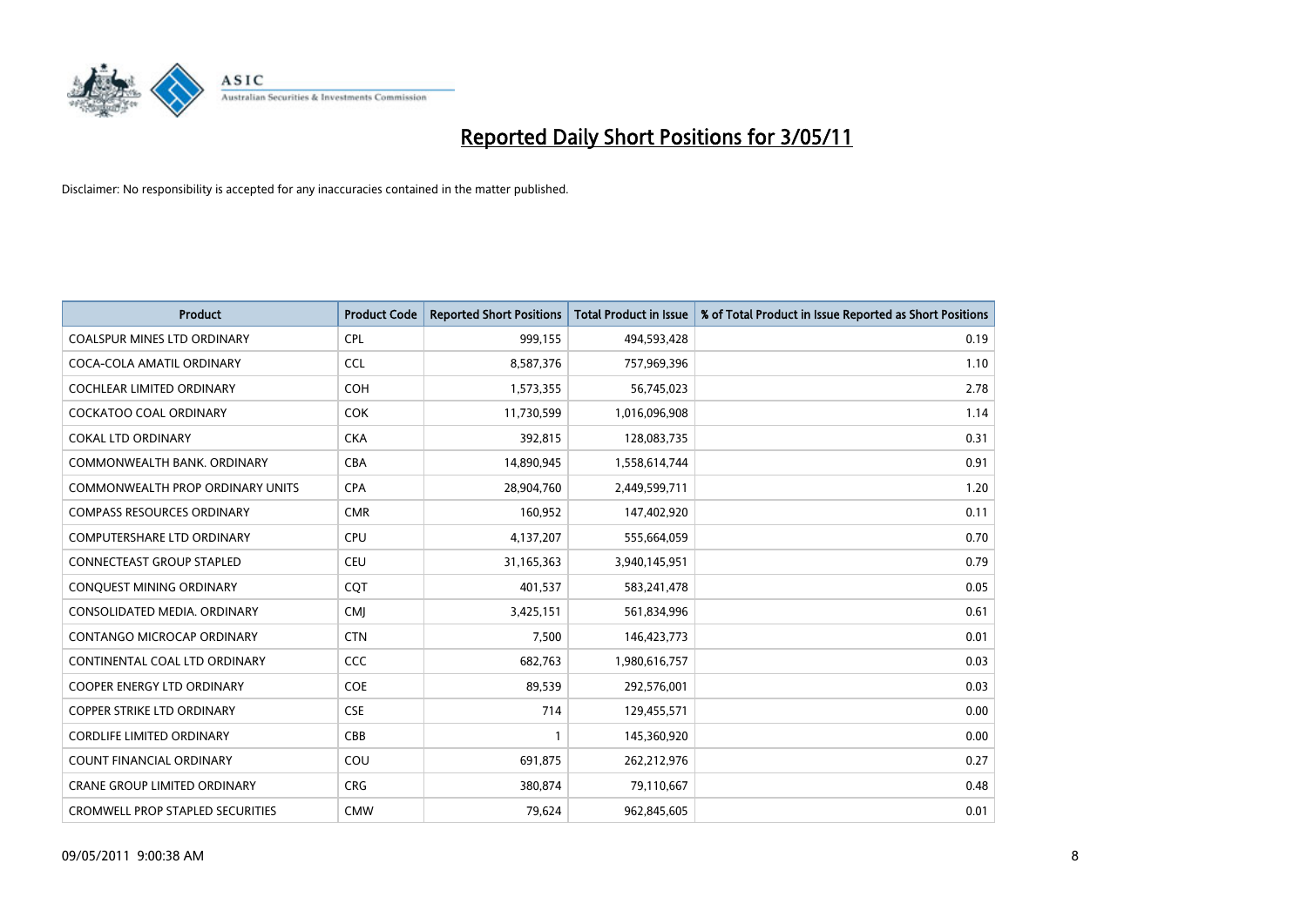# Reported Daily Short Positions for 3/05/11

Disclaimer: No responsibility is accepted for any inaccuracies contained in the matter published.

| Product | Product Code | Reported Short Positions | Total Product in Issue | % of Total Product in Issue Reported as Short Positions |
|---|---|---|---|---|
| COALSPUR MINES LTD ORDINARY | CPL | 999,155 | 494,593,428 | 0.19 |
| COCA-COLA AMATIL ORDINARY | CCL | 8,587,376 | 757,969,396 | 1.10 |
| COCHLEAR LIMITED ORDINARY | COH | 1,573,355 | 56,745,023 | 2.78 |
| COCKATOO COAL ORDINARY | COK | 11,730,599 | 1,016,096,908 | 1.14 |
| COKAL LTD ORDINARY | CKA | 392,815 | 128,083,735 | 0.31 |
| COMMONWEALTH BANK. ORDINARY | CBA | 14,890,945 | 1,558,614,744 | 0.91 |
| COMMONWEALTH PROP ORDINARY UNITS | CPA | 28,904,760 | 2,449,599,711 | 1.20 |
| COMPASS RESOURCES ORDINARY | CMR | 160,952 | 147,402,920 | 0.11 |
| COMPUTERSHARE LTD ORDINARY | CPU | 4,137,207 | 555,664,059 | 0.70 |
| CONNECTEAST GROUP STAPLED | CEU | 31,165,363 | 3,940,145,951 | 0.79 |
| CONQUEST MINING ORDINARY | CQT | 401,537 | 583,241,478 | 0.05 |
| CONSOLIDATED MEDIA. ORDINARY | CMJ | 3,425,151 | 561,834,996 | 0.61 |
| CONTANGO MICROCAP ORDINARY | CTN | 7,500 | 146,423,773 | 0.01 |
| CONTINENTAL COAL LTD ORDINARY | CCC | 682,763 | 1,980,616,757 | 0.03 |
| COOPER ENERGY LTD ORDINARY | COE | 89,539 | 292,576,001 | 0.03 |
| COPPER STRIKE LTD ORDINARY | CSE | 714 | 129,455,571 | 0.00 |
| CORDLIFE LIMITED ORDINARY | CBB | 1 | 145,360,920 | 0.00 |
| COUNT FINANCIAL ORDINARY | COU | 691,875 | 262,212,976 | 0.27 |
| CRANE GROUP LIMITED ORDINARY | CRG | 380,874 | 79,110,667 | 0.48 |
| CROMWELL PROP STAPLED SECURITIES | CMW | 79,624 | 962,845,605 | 0.01 |

09/05/2011 9:00:38 AM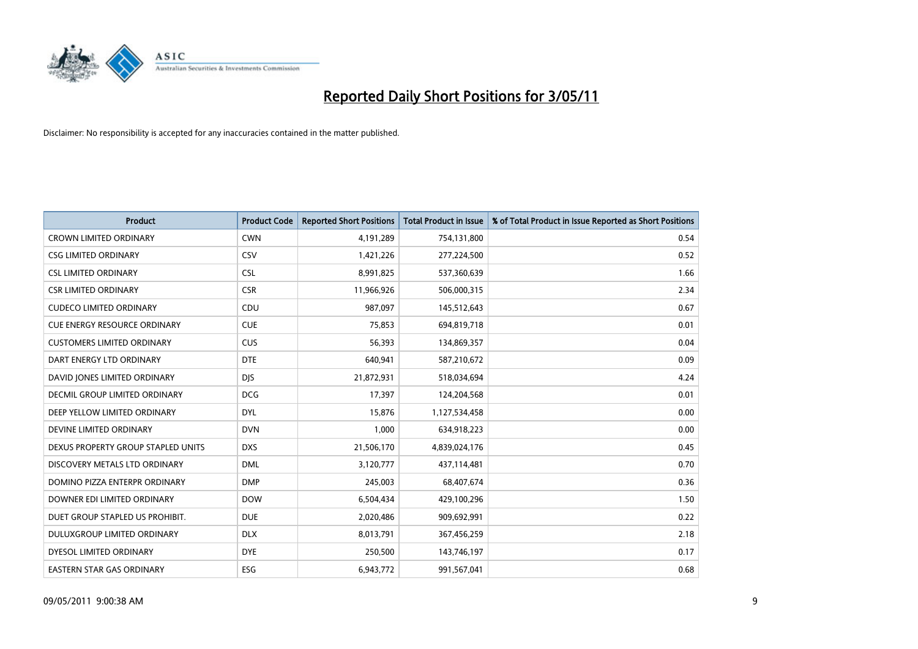# Reported Daily Short Positions for 3/05/11

Disclaimer: No responsibility is accepted for any inaccuracies contained in the matter published.

| Product | Product Code | Reported Short Positions | Total Product in Issue | % of Total Product in Issue Reported as Short Positions |
|---|---|---|---|---|
| CROWN LIMITED ORDINARY | CWN | 4,191,289 | 754,131,800 | 0.54 |
| CSG LIMITED ORDINARY | CSV | 1,421,226 | 277,224,500 | 0.52 |
| CSL LIMITED ORDINARY | CSL | 8,991,825 | 537,360,639 | 1.66 |
| CSR LIMITED ORDINARY | CSR | 11,966,926 | 506,000,315 | 2.34 |
| CUDECO LIMITED ORDINARY | CDU | 987,097 | 145,512,643 | 0.67 |
| CUE ENERGY RESOURCE ORDINARY | CUE | 75,853 | 694,819,718 | 0.01 |
| CUSTOMERS LIMITED ORDINARY | CUS | 56,393 | 134,869,357 | 0.04 |
| DART ENERGY LTD ORDINARY | DTE | 640,941 | 587,210,672 | 0.09 |
| DAVID JONES LIMITED ORDINARY | DJS | 21,872,931 | 518,034,694 | 4.24 |
| DECMIL GROUP LIMITED ORDINARY | DCG | 17,397 | 124,204,568 | 0.01 |
| DEEP YELLOW LIMITED ORDINARY | DYL | 15,876 | 1,127,534,458 | 0.00 |
| DEVINE LIMITED ORDINARY | DVN | 1,000 | 634,918,223 | 0.00 |
| DEXUS PROPERTY GROUP STAPLED UNITS | DXS | 21,506,170 | 4,839,024,176 | 0.45 |
| DISCOVERY METALS LTD ORDINARY | DML | 3,120,777 | 437,114,481 | 0.70 |
| DOMINO PIZZA ENTERPR ORDINARY | DMP | 245,003 | 68,407,674 | 0.36 |
| DOWNER EDI LIMITED ORDINARY | DOW | 6,504,434 | 429,100,296 | 1.50 |
| DUET GROUP STAPLED US PROHIBIT. | DUE | 2,020,486 | 909,692,991 | 0.22 |
| DULUXGROUP LIMITED ORDINARY | DLX | 8,013,791 | 367,456,259 | 2.18 |
| DYESOL LIMITED ORDINARY | DYE | 250,500 | 143,746,197 | 0.17 |
| EASTERN STAR GAS ORDINARY | ESG | 6,943,772 | 991,567,041 | 0.68 |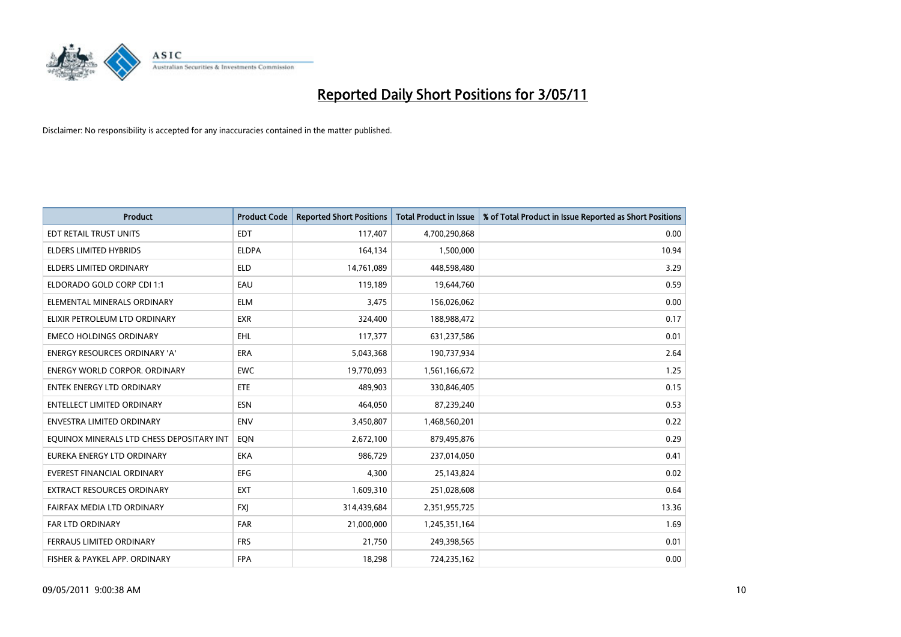# Reported Daily Short Positions for 3/05/11

Disclaimer: No responsibility is accepted for any inaccuracies contained in the matter published.

| Product | Product Code | Reported Short Positions | Total Product in Issue | % of Total Product in Issue Reported as Short Positions |
|---|---|---|---|---|
| EDT RETAIL TRUST UNITS | EDT | 117,407 | 4,700,290,868 | 0.00 |
| ELDERS LIMITED HYBRIDS | ELDPA | 164,134 | 1,500,000 | 10.94 |
| ELDERS LIMITED ORDINARY | ELD | 14,761,089 | 448,598,480 | 3.29 |
| ELDORADO GOLD CORP CDI 1:1 | EAU | 119,189 | 19,644,760 | 0.59 |
| ELEMENTAL MINERALS ORDINARY | ELM | 3,475 | 156,026,062 | 0.00 |
| ELIXIR PETROLEUM LTD ORDINARY | EXR | 324,400 | 188,988,472 | 0.17 |
| EMECO HOLDINGS ORDINARY | EHL | 117,377 | 631,237,586 | 0.01 |
| ENERGY RESOURCES ORDINARY 'A' | ERA | 5,043,368 | 190,737,934 | 2.64 |
| ENERGY WORLD CORPOR. ORDINARY | EWC | 19,770,093 | 1,561,166,672 | 1.25 |
| ENTEK ENERGY LTD ORDINARY | ETE | 489,903 | 330,846,405 | 0.15 |
| ENTELLECT LIMITED ORDINARY | ESN | 464,050 | 87,239,240 | 0.53 |
| ENVESTRA LIMITED ORDINARY | ENV | 3,450,807 | 1,468,560,201 | 0.22 |
| EQUINOX MINERALS LTD CHESS DEPOSITARY INT | EQN | 2,672,100 | 879,495,876 | 0.29 |
| EUREKA ENERGY LTD ORDINARY | EKA | 986,729 | 237,014,050 | 0.41 |
| EVEREST FINANCIAL ORDINARY | EFG | 4,300 | 25,143,824 | 0.02 |
| EXTRACT RESOURCES ORDINARY | EXT | 1,609,310 | 251,028,608 | 0.64 |
| FAIRFAX MEDIA LTD ORDINARY | FXJ | 314,439,684 | 2,351,955,725 | 13.36 |
| FAR LTD ORDINARY | FAR | 21,000,000 | 1,245,351,164 | 1.69 |
| FERRAUS LIMITED ORDINARY | FRS | 21,750 | 249,398,565 | 0.01 |
| FISHER & PAYKEL APP. ORDINARY | FPA | 18,298 | 724,235,162 | 0.00 |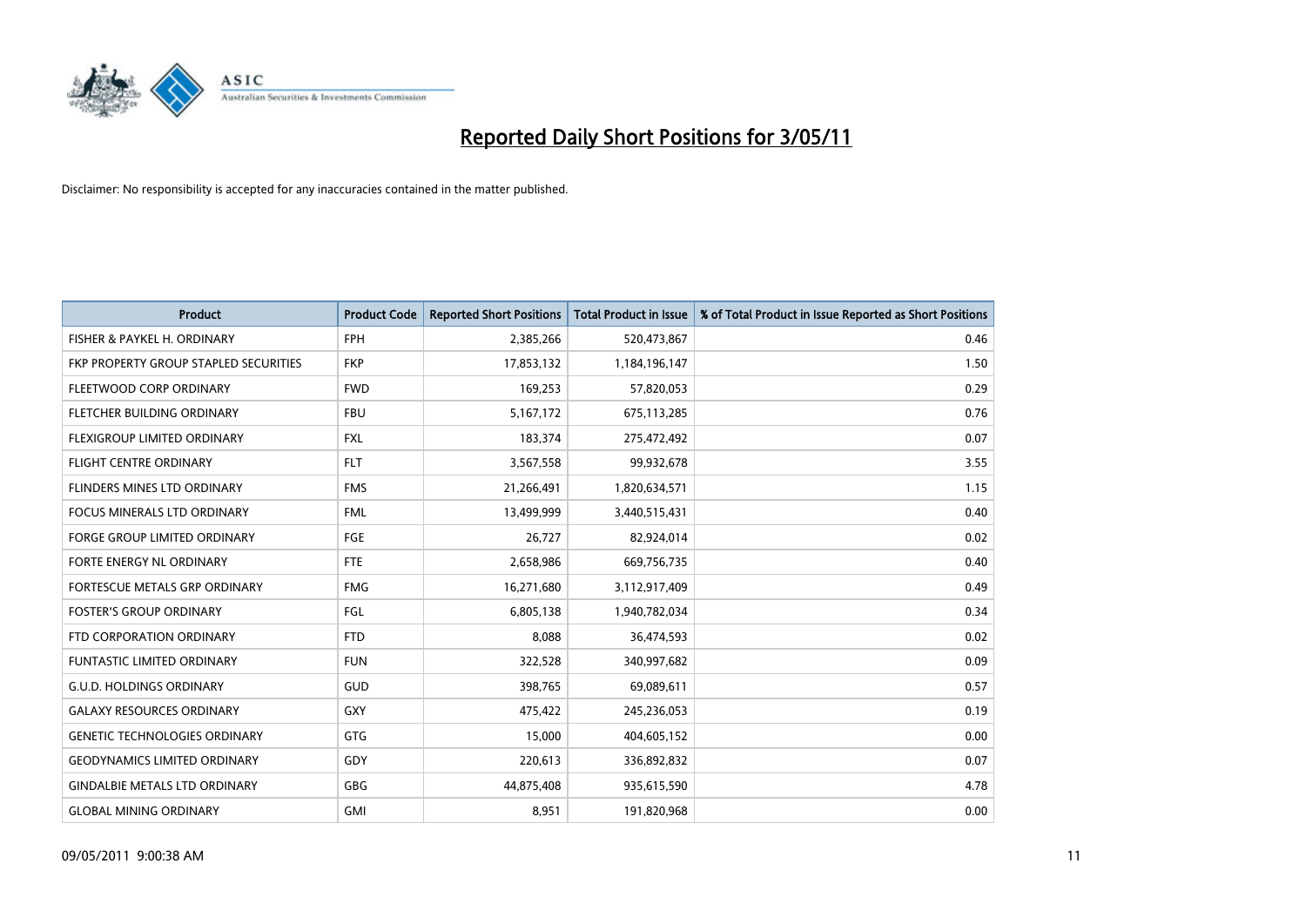# Reported Daily Short Positions for 3/05/11

Disclaimer: No responsibility is accepted for any inaccuracies contained in the matter published.

| Product | Product Code | Reported Short Positions | Total Product in Issue | % of Total Product in Issue Reported as Short Positions |
| --- | --- | --- | --- | --- |
| FISHER & PAYKEL H. ORDINARY | FPH | 2,385,266 | 520,473,867 | 0.46 |
| FKP PROPERTY GROUP STAPLED SECURITIES | FKP | 17,853,132 | 1,184,196,147 | 1.50 |
| FLEETWOOD CORP ORDINARY | FWD | 169,253 | 57,820,053 | 0.29 |
| FLETCHER BUILDING ORDINARY | FBU | 5,167,172 | 675,113,285 | 0.76 |
| FLEXIGROUP LIMITED ORDINARY | FXL | 183,374 | 275,472,492 | 0.07 |
| FLIGHT CENTRE ORDINARY | FLT | 3,567,558 | 99,932,678 | 3.55 |
| FLINDERS MINES LTD ORDINARY | FMS | 21,266,491 | 1,820,634,571 | 1.15 |
| FOCUS MINERALS LTD ORDINARY | FML | 13,499,999 | 3,440,515,431 | 0.40 |
| FORGE GROUP LIMITED ORDINARY | FGE | 26,727 | 82,924,014 | 0.02 |
| FORTE ENERGY NL ORDINARY | FTE | 2,658,986 | 669,756,735 | 0.40 |
| FORTESCUE METALS GRP ORDINARY | FMG | 16,271,680 | 3,112,917,409 | 0.49 |
| FOSTER'S GROUP ORDINARY | FGL | 6,805,138 | 1,940,782,034 | 0.34 |
| FTD CORPORATION ORDINARY | FTD | 8,088 | 36,474,593 | 0.02 |
| FUNTASTIC LIMITED ORDINARY | FUN | 322,528 | 340,997,682 | 0.09 |
| G.U.D. HOLDINGS ORDINARY | GUD | 398,765 | 69,089,611 | 0.57 |
| GALAXY RESOURCES ORDINARY | GXY | 475,422 | 245,236,053 | 0.19 |
| GENETIC TECHNOLOGIES ORDINARY | GTG | 15,000 | 404,605,152 | 0.00 |
| GEODYNAMICS LIMITED ORDINARY | GDY | 220,613 | 336,892,832 | 0.07 |
| GINDALBIE METALS LTD ORDINARY | GBG | 44,875,408 | 935,615,590 | 4.78 |
| GLOBAL MINING ORDINARY | GMI | 8,951 | 191,820,968 | 0.00 |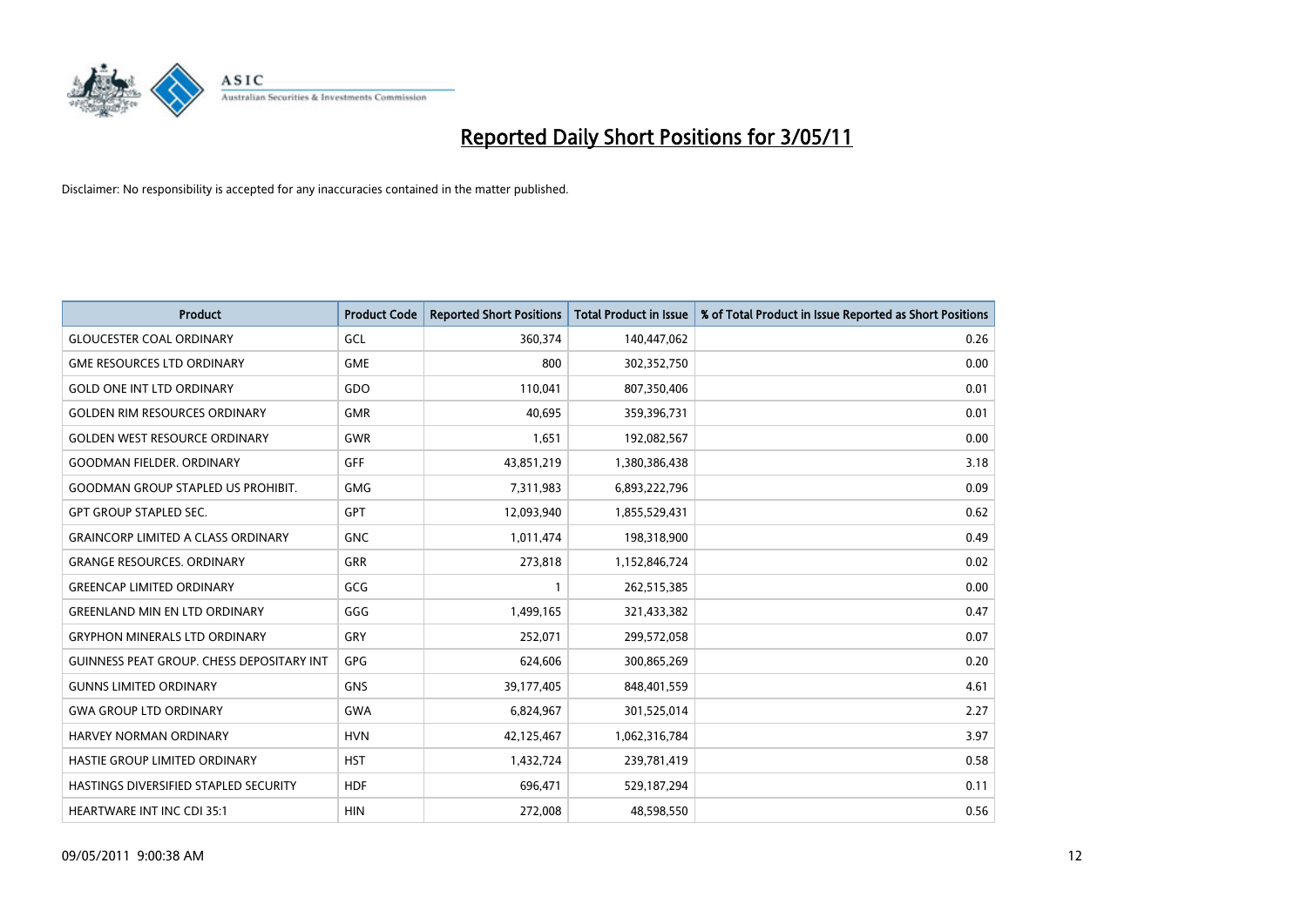# Reported Daily Short Positions for 3/05/11

Disclaimer: No responsibility is accepted for any inaccuracies contained in the matter published.

| Product | Product Code | Reported Short Positions | Total Product in Issue | % of Total Product in Issue Reported as Short Positions |
|---|---|---|---|---|
| GLOUCESTER COAL ORDINARY | GCL | 360,374 | 140,447,062 | 0.26 |
| GME RESOURCES LTD ORDINARY | GME | 800 | 302,352,750 | 0.00 |
| GOLD ONE INT LTD ORDINARY | GDO | 110,041 | 807,350,406 | 0.01 |
| GOLDEN RIM RESOURCES ORDINARY | GMR | 40,695 | 359,396,731 | 0.01 |
| GOLDEN WEST RESOURCE ORDINARY | GWR | 1,651 | 192,082,567 | 0.00 |
| GOODMAN FIELDER. ORDINARY | GFF | 43,851,219 | 1,380,386,438 | 3.18 |
| GOODMAN GROUP STAPLED US PROHIBIT. | GMG | 7,311,983 | 6,893,222,796 | 0.09 |
| GPT GROUP STAPLED SEC. | GPT | 12,093,940 | 1,855,529,431 | 0.62 |
| GRAINCORP LIMITED A CLASS ORDINARY | GNC | 1,011,474 | 198,318,900 | 0.49 |
| GRANGE RESOURCES. ORDINARY | GRR | 273,818 | 1,152,846,724 | 0.02 |
| GREENCAP LIMITED ORDINARY | GCG | 1 | 262,515,385 | 0.00 |
| GREENLAND MIN EN LTD ORDINARY | GGG | 1,499,165 | 321,433,382 | 0.47 |
| GRYPHON MINERALS LTD ORDINARY | GRY | 252,071 | 299,572,058 | 0.07 |
| GUINNESS PEAT GROUP. CHESS DEPOSITARY INT | GPG | 624,606 | 300,865,269 | 0.20 |
| GUNNS LIMITED ORDINARY | GNS | 39,177,405 | 848,401,559 | 4.61 |
| GWA GROUP LTD ORDINARY | GWA | 6,824,967 | 301,525,014 | 2.27 |
| HARVEY NORMAN ORDINARY | HVN | 42,125,467 | 1,062,316,784 | 3.97 |
| HASTIE GROUP LIMITED ORDINARY | HST | 1,432,724 | 239,781,419 | 0.58 |
| HASTINGS DIVERSIFIED STAPLED SECURITY | HDF | 696,471 | 529,187,294 | 0.11 |
| HEARTWARE INT INC CDI 35:1 | HIN | 272,008 | 48,598,550 | 0.56 |

09/05/2011 9:00:38 AM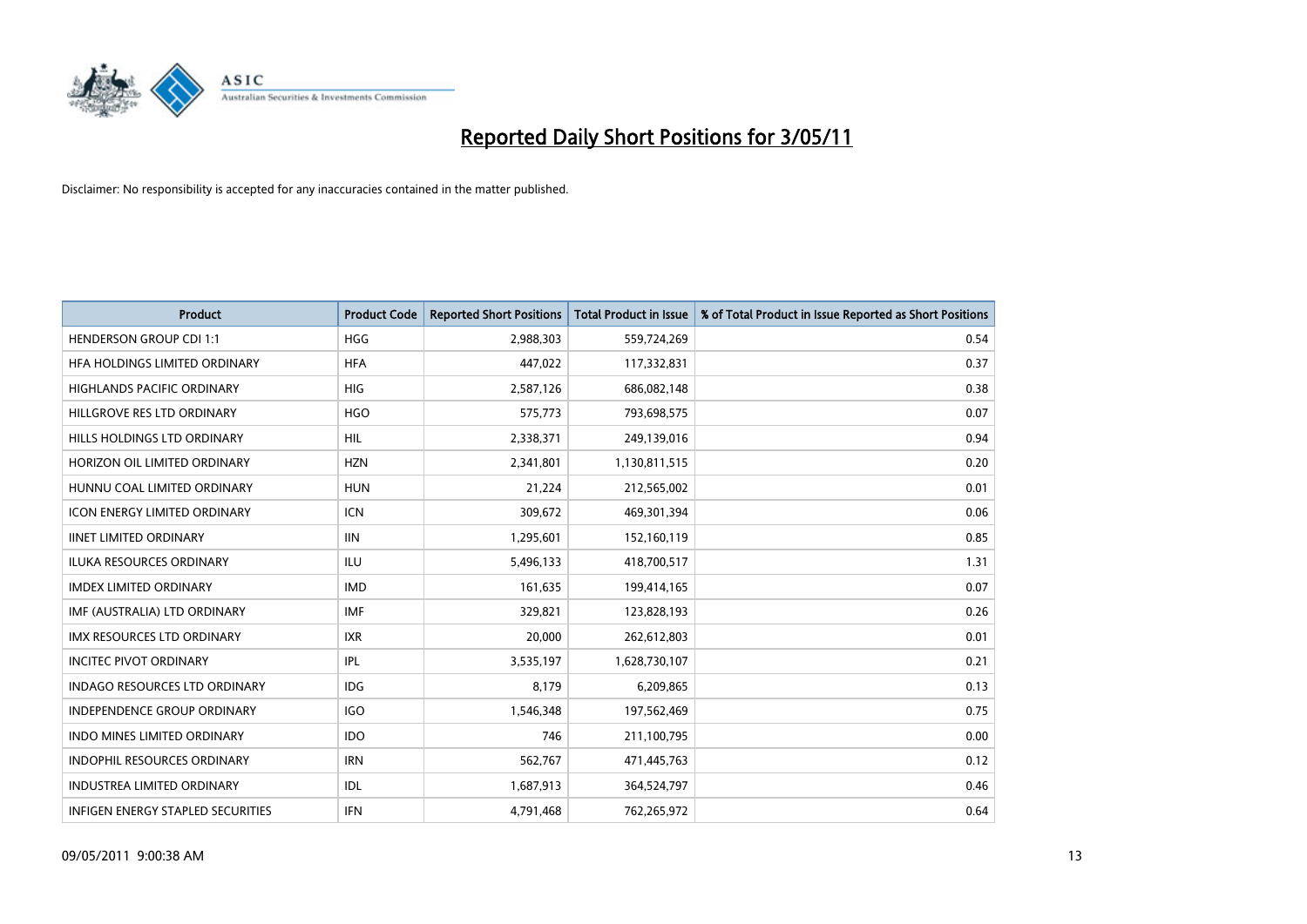# Reported Daily Short Positions for 3/05/11

Disclaimer: No responsibility is accepted for any inaccuracies contained in the matter published.

| Product | Product Code | Reported Short Positions | Total Product in Issue | % of Total Product in Issue Reported as Short Positions |
|---|---|---|---|---|
| HENDERSON GROUP CDI 1:1 | HGG | 2,988,303 | 559,724,269 | 0.54 |
| HFA HOLDINGS LIMITED ORDINARY | HFA | 447,022 | 117,332,831 | 0.37 |
| HIGHLANDS PACIFIC ORDINARY | HIG | 2,587,126 | 686,082,148 | 0.38 |
| HILLGROVE RES LTD ORDINARY | HGO | 575,773 | 793,698,575 | 0.07 |
| HILLS HOLDINGS LTD ORDINARY | HIL | 2,338,371 | 249,139,016 | 0.94 |
| HORIZON OIL LIMITED ORDINARY | HZN | 2,341,801 | 1,130,811,515 | 0.20 |
| HUNNU COAL LIMITED ORDINARY | HUN | 21,224 | 212,565,002 | 0.01 |
| ICON ENERGY LIMITED ORDINARY | ICN | 309,672 | 469,301,394 | 0.06 |
| IINET LIMITED ORDINARY | IIN | 1,295,601 | 152,160,119 | 0.85 |
| ILUKA RESOURCES ORDINARY | ILU | 5,496,133 | 418,700,517 | 1.31 |
| IMDEX LIMITED ORDINARY | IMD | 161,635 | 199,414,165 | 0.07 |
| IMF (AUSTRALIA) LTD ORDINARY | IMF | 329,821 | 123,828,193 | 0.26 |
| IMX RESOURCES LTD ORDINARY | IXR | 20,000 | 262,612,803 | 0.01 |
| INCITEC PIVOT ORDINARY | IPL | 3,535,197 | 1,628,730,107 | 0.21 |
| INDAGO RESOURCES LTD ORDINARY | IDG | 8,179 | 6,209,865 | 0.13 |
| INDEPENDENCE GROUP ORDINARY | IGO | 1,546,348 | 197,562,469 | 0.75 |
| INDO MINES LIMITED ORDINARY | IDO | 746 | 211,100,795 | 0.00 |
| INDOPHIL RESOURCES ORDINARY | IRN | 562,767 | 471,445,763 | 0.12 |
| INDUSTREA LIMITED ORDINARY | IDL | 1,687,913 | 364,524,797 | 0.46 |
| INFIGEN ENERGY STAPLED SECURITIES | IFN | 4,791,468 | 762,265,972 | 0.64 |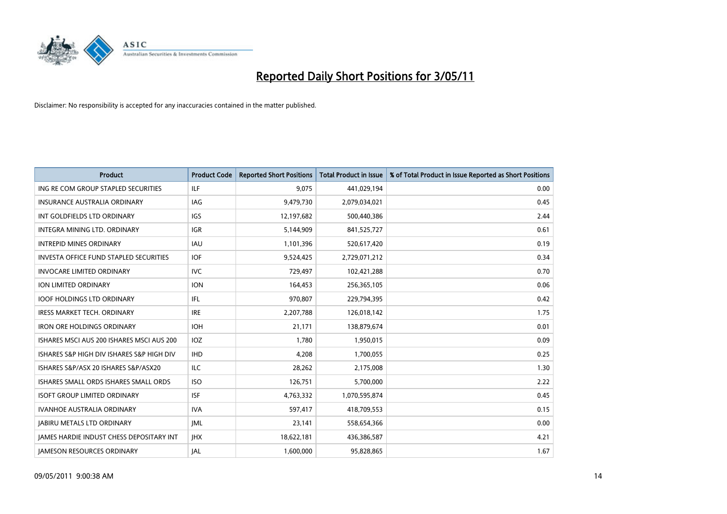# Reported Daily Short Positions for 3/05/11

Disclaimer: No responsibility is accepted for any inaccuracies contained in the matter published.

| Product | Product Code | Reported Short Positions | Total Product in Issue | % of Total Product in Issue Reported as Short Positions |
|---|---|---|---|---|
| ING RE COM GROUP STAPLED SECURITIES | ILF | 9,075 | 441,029,194 | 0.00 |
| INSURANCE AUSTRALIA ORDINARY | IAG | 9,479,730 | 2,079,034,021 | 0.45 |
| INT GOLDFIELDS LTD ORDINARY | IGS | 12,197,682 | 500,440,386 | 2.44 |
| INTEGRA MINING LTD. ORDINARY | IGR | 5,144,909 | 841,525,727 | 0.61 |
| INTREPID MINES ORDINARY | IAU | 1,101,396 | 520,617,420 | 0.19 |
| INVESTA OFFICE FUND STAPLED SECURITIES | IOF | 9,524,425 | 2,729,071,212 | 0.34 |
| INVOCARE LIMITED ORDINARY | IVC | 729,497 | 102,421,288 | 0.70 |
| ION LIMITED ORDINARY | ION | 164,453 | 256,365,105 | 0.06 |
| IOOF HOLDINGS LTD ORDINARY | IFL | 970,807 | 229,794,395 | 0.42 |
| IRESS MARKET TECH. ORDINARY | IRE | 2,207,788 | 126,018,142 | 1.75 |
| IRON ORE HOLDINGS ORDINARY | IOH | 21,171 | 138,879,674 | 0.01 |
| ISHARES MSCI AUS 200 ISHARES MSCI AUS 200 | IOZ | 1,780 | 1,950,015 | 0.09 |
| ISHARES S&P HIGH DIV ISHARES S&P HIGH DIV | IHD | 4,208 | 1,700,055 | 0.25 |
| ISHARES S&P/ASX 20 ISHARES S&P/ASX20 | ILC | 28,262 | 2,175,008 | 1.30 |
| ISHARES SMALL ORDS ISHARES SMALL ORDS | ISO | 126,751 | 5,700,000 | 2.22 |
| ISOFT GROUP LIMITED ORDINARY | ISF | 4,763,332 | 1,070,595,874 | 0.45 |
| IVANHOE AUSTRALIA ORDINARY | IVA | 597,417 | 418,709,553 | 0.15 |
| JABIRU METALS LTD ORDINARY | JML | 23,141 | 558,654,366 | 0.00 |
| JAMES HARDIE INDUST CHESS DEPOSITARY INT | JHX | 18,622,181 | 436,386,587 | 4.21 |
| JAMESON RESOURCES ORDINARY | JAL | 1,600,000 | 95,828,865 | 1.67 |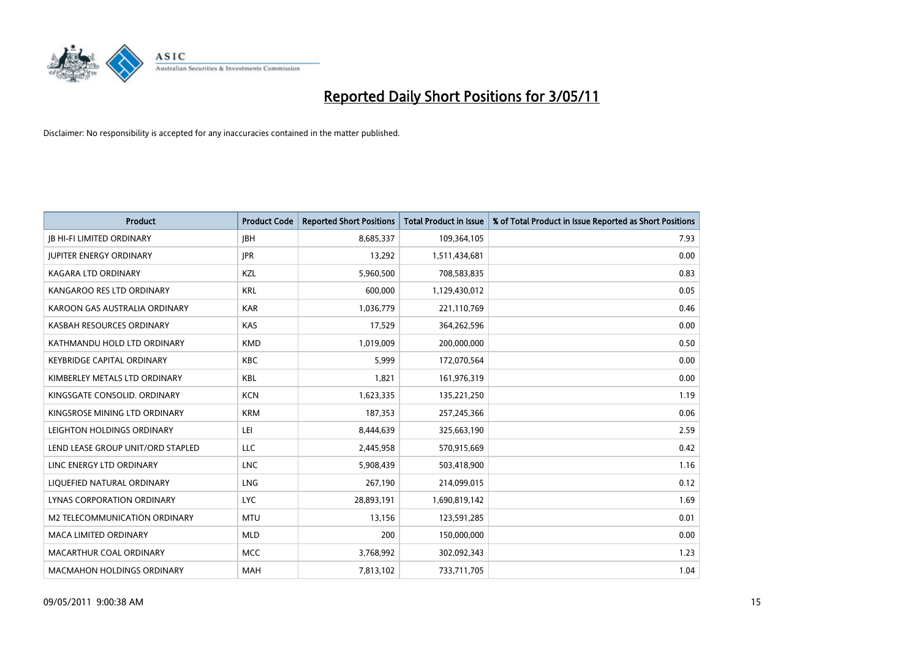# Reported Daily Short Positions for 3/05/11

Disclaimer: No responsibility is accepted for any inaccuracies contained in the matter published.

| Product | Product Code | Reported Short Positions | Total Product in Issue | % of Total Product in Issue Reported as Short Positions |
|---|---|---|---|---|
| JB HI-FI LIMITED ORDINARY | JBH | 8,685,337 | 109,364,105 | 7.93 |
| JUPITER ENERGY ORDINARY | JPR | 13,292 | 1,511,434,681 | 0.00 |
| KAGARA LTD ORDINARY | KZL | 5,960,500 | 708,583,835 | 0.83 |
| KANGAROO RES LTD ORDINARY | KRL | 600,000 | 1,129,430,012 | 0.05 |
| KAROON GAS AUSTRALIA ORDINARY | KAR | 1,036,779 | 221,110,769 | 0.46 |
| KASBAH RESOURCES ORDINARY | KAS | 17,529 | 364,262,596 | 0.00 |
| KATHMANDU HOLD LTD ORDINARY | KMD | 1,019,009 | 200,000,000 | 0.50 |
| KEYBRIDGE CAPITAL ORDINARY | KBC | 5,999 | 172,070,564 | 0.00 |
| KIMBERLEY METALS LTD ORDINARY | KBL | 1,821 | 161,976,319 | 0.00 |
| KINGSGATE CONSOLID. ORDINARY | KCN | 1,623,335 | 135,221,250 | 1.19 |
| KINGSROSE MINING LTD ORDINARY | KRM | 187,353 | 257,245,366 | 0.06 |
| LEIGHTON HOLDINGS ORDINARY | LEI | 8,444,639 | 325,663,190 | 2.59 |
| LEND LEASE GROUP UNIT/ORD STAPLED | LLC | 2,445,958 | 570,915,669 | 0.42 |
| LINC ENERGY LTD ORDINARY | LNC | 5,908,439 | 503,418,900 | 1.16 |
| LIQUEFIED NATURAL ORDINARY | LNG | 267,190 | 214,099,015 | 0.12 |
| LYNAS CORPORATION ORDINARY | LYC | 28,893,191 | 1,690,819,142 | 1.69 |
| M2 TELECOMMUNICATION ORDINARY | MTU | 13,156 | 123,591,285 | 0.01 |
| MACA LIMITED ORDINARY | MLD | 200 | 150,000,000 | 0.00 |
| MACARTHUR COAL ORDINARY | MCC | 3,768,992 | 302,092,343 | 1.23 |
| MACMAHON HOLDINGS ORDINARY | MAH | 7,813,102 | 733,711,705 | 1.04 |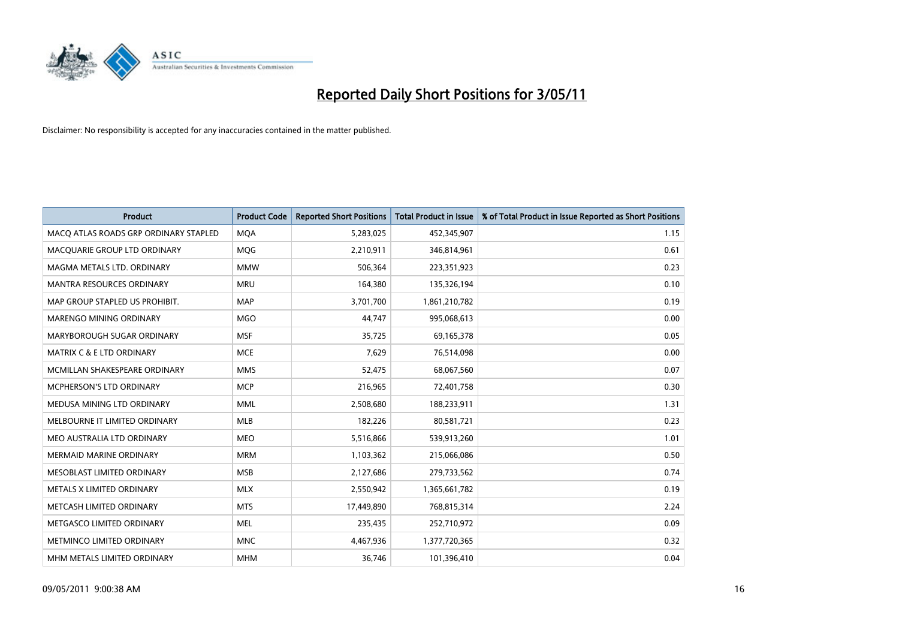# Reported Daily Short Positions for 3/05/11

Disclaimer: No responsibility is accepted for any inaccuracies contained in the matter published.

| Product | Product Code | Reported Short Positions | Total Product in Issue | % of Total Product in Issue Reported as Short Positions |
|---|---|---|---|---|
| MACQ ATLAS ROADS GRP ORDINARY STAPLED | MQA | 5,283,025 | 452,345,907 | 1.15 |
| MACQUARIE GROUP LTD ORDINARY | MQG | 2,210,911 | 346,814,961 | 0.61 |
| MAGMA METALS LTD. ORDINARY | MMW | 506,364 | 223,351,923 | 0.23 |
| MANTRA RESOURCES ORDINARY | MRU | 164,380 | 135,326,194 | 0.10 |
| MAP GROUP STAPLED US PROHIBIT. | MAP | 3,701,700 | 1,861,210,782 | 0.19 |
| MARENGO MINING ORDINARY | MGO | 44,747 | 995,068,613 | 0.00 |
| MARYBOROUGH SUGAR ORDINARY | MSF | 35,725 | 69,165,378 | 0.05 |
| MATRIX C & E LTD ORDINARY | MCE | 7,629 | 76,514,098 | 0.00 |
| MCMILLAN SHAKESPEARE ORDINARY | MMS | 52,475 | 68,067,560 | 0.07 |
| MCPHERSON'S LTD ORDINARY | MCP | 216,965 | 72,401,758 | 0.30 |
| MEDUSA MINING LTD ORDINARY | MML | 2,508,680 | 188,233,911 | 1.31 |
| MELBOURNE IT LIMITED ORDINARY | MLB | 182,226 | 80,581,721 | 0.23 |
| MEO AUSTRALIA LTD ORDINARY | MEO | 5,516,866 | 539,913,260 | 1.01 |
| MERMAID MARINE ORDINARY | MRM | 1,103,362 | 215,066,086 | 0.50 |
| MESOBLAST LIMITED ORDINARY | MSB | 2,127,686 | 279,733,562 | 0.74 |
| METALS X LIMITED ORDINARY | MLX | 2,550,942 | 1,365,661,782 | 0.19 |
| METCASH LIMITED ORDINARY | MTS | 17,449,890 | 768,815,314 | 2.24 |
| METGASCO LIMITED ORDINARY | MEL | 235,435 | 252,710,972 | 0.09 |
| METMINCO LIMITED ORDINARY | MNC | 4,467,936 | 1,377,720,365 | 0.32 |
| MHM METALS LIMITED ORDINARY | MHM | 36,746 | 101,396,410 | 0.04 |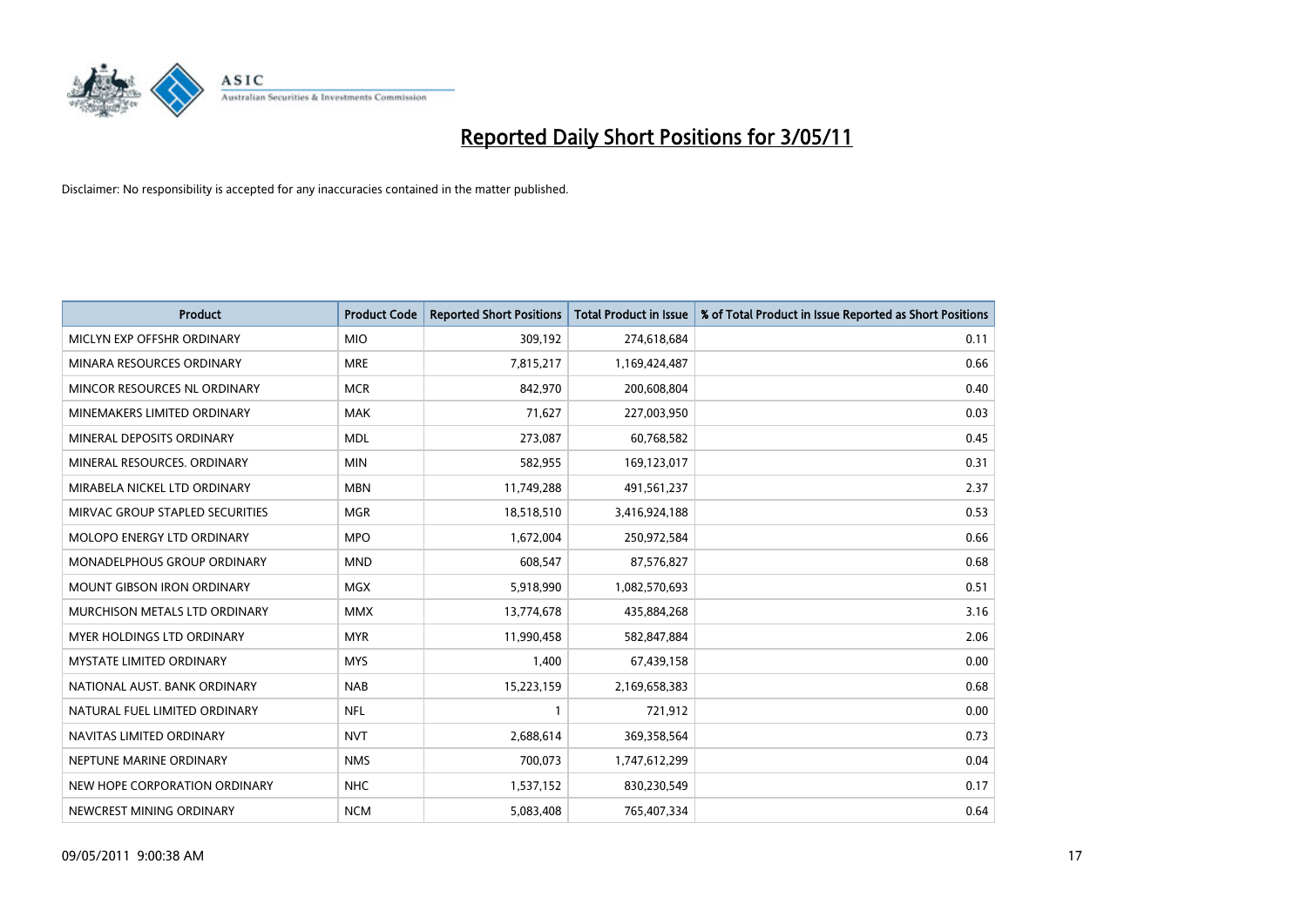# Reported Daily Short Positions for 3/05/11

Disclaimer: No responsibility is accepted for any inaccuracies contained in the matter published.

| Product | Product Code | Reported Short Positions | Total Product in Issue | % of Total Product in Issue Reported as Short Positions |
|---|---|---|---|---|
| MICLYN EXP OFFSHR ORDINARY | MIO | 309,192 | 274,618,684 | 0.11 |
| MINARA RESOURCES ORDINARY | MRE | 7,815,217 | 1,169,424,487 | 0.66 |
| MINCOR RESOURCES NL ORDINARY | MCR | 842,970 | 200,608,804 | 0.40 |
| MINEMAKERS LIMITED ORDINARY | MAK | 71,627 | 227,003,950 | 0.03 |
| MINERAL DEPOSITS ORDINARY | MDL | 273,087 | 60,768,582 | 0.45 |
| MINERAL RESOURCES. ORDINARY | MIN | 582,955 | 169,123,017 | 0.31 |
| MIRABELA NICKEL LTD ORDINARY | MBN | 11,749,288 | 491,561,237 | 2.37 |
| MIRVAC GROUP STAPLED SECURITIES | MGR | 18,518,510 | 3,416,924,188 | 0.53 |
| MOLOPO ENERGY LTD ORDINARY | MPO | 1,672,004 | 250,972,584 | 0.66 |
| MONADELPHOUS GROUP ORDINARY | MND | 608,547 | 87,576,827 | 0.68 |
| MOUNT GIBSON IRON ORDINARY | MGX | 5,918,990 | 1,082,570,693 | 0.51 |
| MURCHISON METALS LTD ORDINARY | MMX | 13,774,678 | 435,884,268 | 3.16 |
| MYER HOLDINGS LTD ORDINARY | MYR | 11,990,458 | 582,847,884 | 2.06 |
| MYSTATE LIMITED ORDINARY | MYS | 1,400 | 67,439,158 | 0.00 |
| NATIONAL AUST. BANK ORDINARY | NAB | 15,223,159 | 2,169,658,383 | 0.68 |
| NATURAL FUEL LIMITED ORDINARY | NFL | 1 | 721,912 | 0.00 |
| NAVITAS LIMITED ORDINARY | NVT | 2,688,614 | 369,358,564 | 0.73 |
| NEPTUNE MARINE ORDINARY | NMS | 700,073 | 1,747,612,299 | 0.04 |
| NEW HOPE CORPORATION ORDINARY | NHC | 1,537,152 | 830,230,549 | 0.17 |
| NEWCREST MINING ORDINARY | NCM | 5,083,408 | 765,407,334 | 0.64 |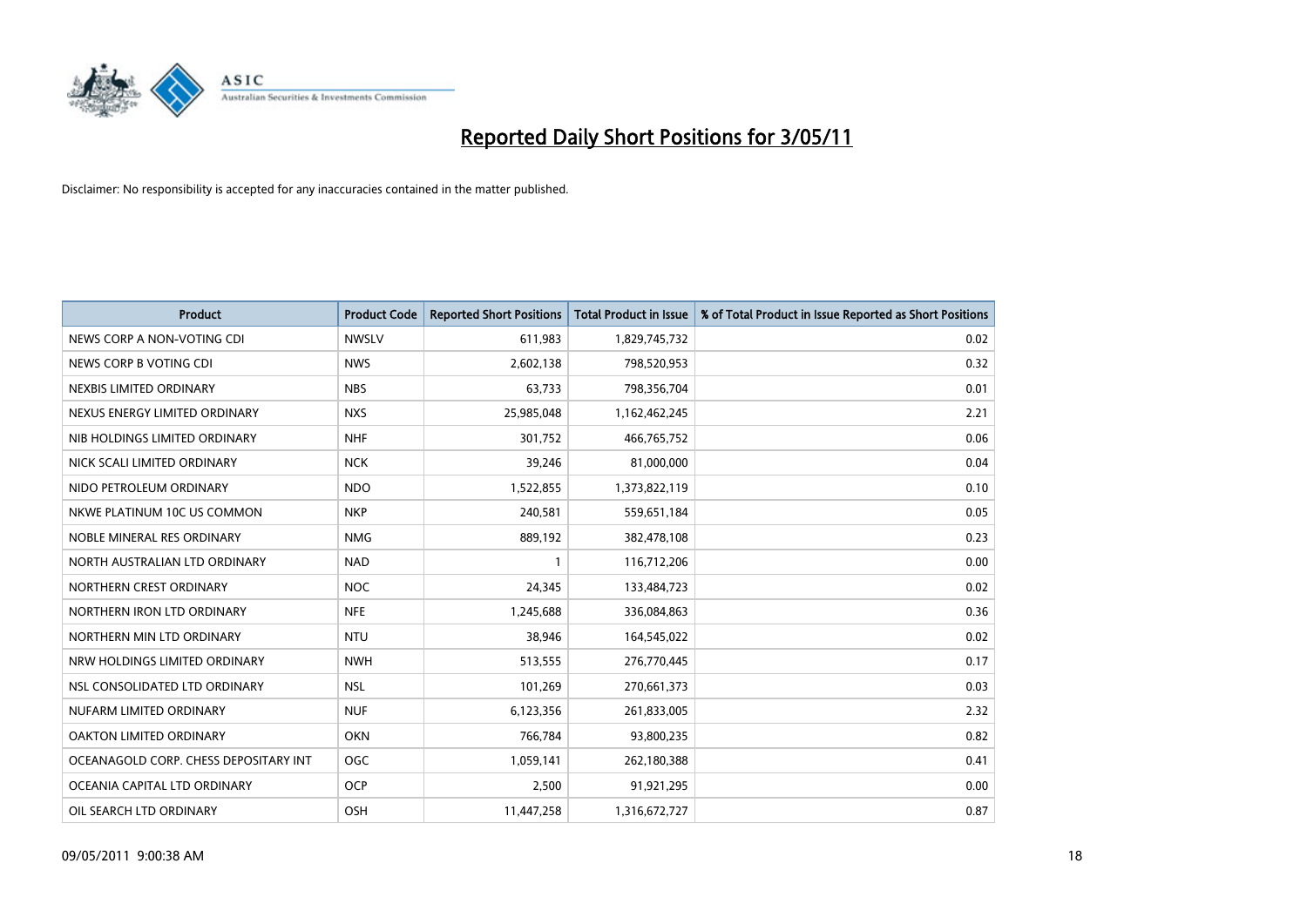# Reported Daily Short Positions for 3/05/11

Disclaimer: No responsibility is accepted for any inaccuracies contained in the matter published.

| Product | Product Code | Reported Short Positions | Total Product in Issue | % of Total Product in Issue Reported as Short Positions |
|---|---|---|---|---|
| NEWS CORP A NON-VOTING CDI | NWSLV | 611,983 | 1,829,745,732 | 0.02 |
| NEWS CORP B VOTING CDI | NWS | 2,602,138 | 798,520,953 | 0.32 |
| NEXBIS LIMITED ORDINARY | NBS | 63,733 | 798,356,704 | 0.01 |
| NEXUS ENERGY LIMITED ORDINARY | NXS | 25,985,048 | 1,162,462,245 | 2.21 |
| NIB HOLDINGS LIMITED ORDINARY | NHF | 301,752 | 466,765,752 | 0.06 |
| NICK SCALI LIMITED ORDINARY | NCK | 39,246 | 81,000,000 | 0.04 |
| NIDO PETROLEUM ORDINARY | NDO | 1,522,855 | 1,373,822,119 | 0.10 |
| NKWE PLATINUM 10C US COMMON | NKP | 240,581 | 559,651,184 | 0.05 |
| NOBLE MINERAL RES ORDINARY | NMG | 889,192 | 382,478,108 | 0.23 |
| NORTH AUSTRALIAN LTD ORDINARY | NAD | 1 | 116,712,206 | 0.00 |
| NORTHERN CREST ORDINARY | NOC | 24,345 | 133,484,723 | 0.02 |
| NORTHERN IRON LTD ORDINARY | NFE | 1,245,688 | 336,084,863 | 0.36 |
| NORTHERN MIN LTD ORDINARY | NTU | 38,946 | 164,545,022 | 0.02 |
| NRW HOLDINGS LIMITED ORDINARY | NWH | 513,555 | 276,770,445 | 0.17 |
| NSL CONSOLIDATED LTD ORDINARY | NSL | 101,269 | 270,661,373 | 0.03 |
| NUFARM LIMITED ORDINARY | NUF | 6,123,356 | 261,833,005 | 2.32 |
| OAKTON LIMITED ORDINARY | OKN | 766,784 | 93,800,235 | 0.82 |
| OCEANAGOLD CORP. CHESS DEPOSITARY INT | OGC | 1,059,141 | 262,180,388 | 0.41 |
| OCEANIA CAPITAL LTD ORDINARY | OCP | 2,500 | 91,921,295 | 0.00 |
| OIL SEARCH LTD ORDINARY | OSH | 11,447,258 | 1,316,672,727 | 0.87 |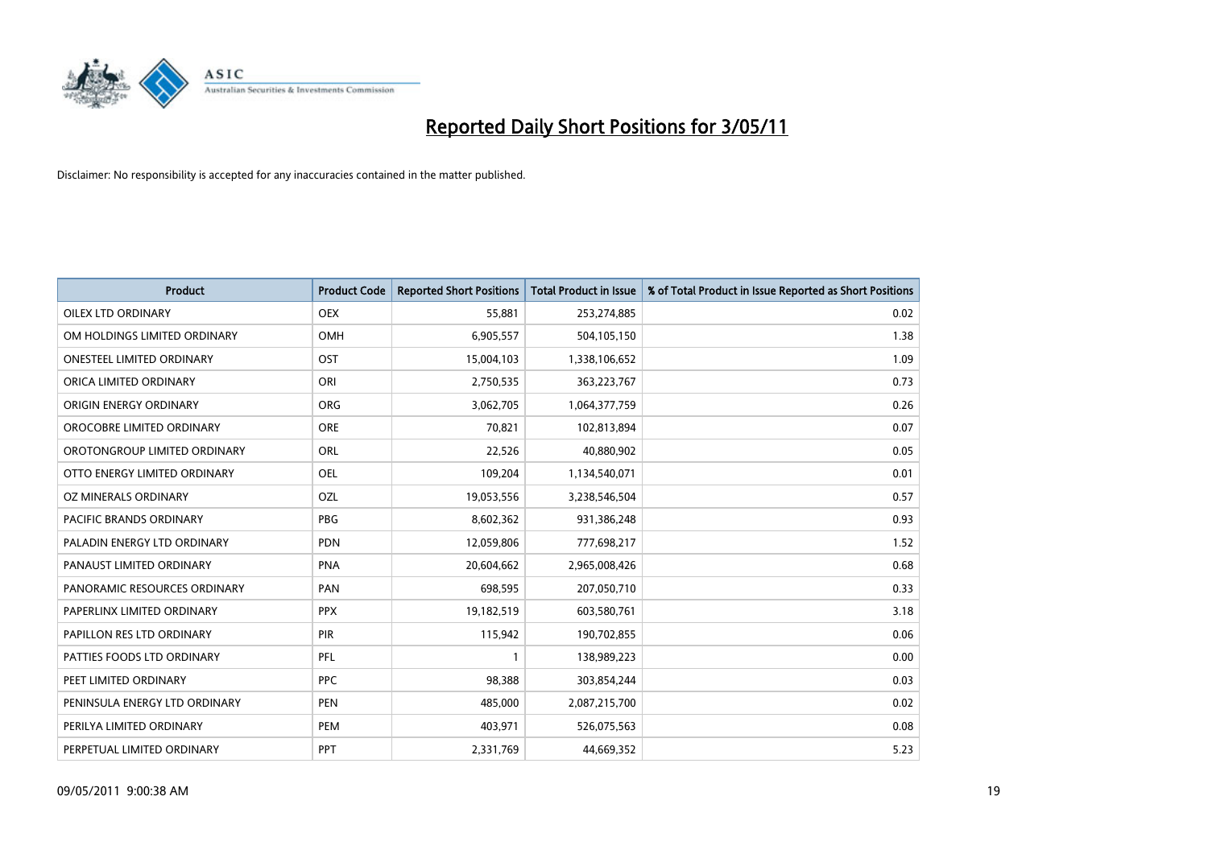# Reported Daily Short Positions for 3/05/11

Disclaimer: No responsibility is accepted for any inaccuracies contained in the matter published.

| Product | Product Code | Reported Short Positions | Total Product in Issue | % of Total Product in Issue Reported as Short Positions |
|---|---|---|---|---|
| OILEX LTD ORDINARY | OEX | 55,881 | 253,274,885 | 0.02 |
| OM HOLDINGS LIMITED ORDINARY | OMH | 6,905,557 | 504,105,150 | 1.38 |
| ONESTEEL LIMITED ORDINARY | OST | 15,004,103 | 1,338,106,652 | 1.09 |
| ORICA LIMITED ORDINARY | ORI | 2,750,535 | 363,223,767 | 0.73 |
| ORIGIN ENERGY ORDINARY | ORG | 3,062,705 | 1,064,377,759 | 0.26 |
| OROCOBRE LIMITED ORDINARY | ORE | 70,821 | 102,813,894 | 0.07 |
| OROTONGROUP LIMITED ORDINARY | ORL | 22,526 | 40,880,902 | 0.05 |
| OTTO ENERGY LIMITED ORDINARY | OEL | 109,204 | 1,134,540,071 | 0.01 |
| OZ MINERALS ORDINARY | OZL | 19,053,556 | 3,238,546,504 | 0.57 |
| PACIFIC BRANDS ORDINARY | PBG | 8,602,362 | 931,386,248 | 0.93 |
| PALADIN ENERGY LTD ORDINARY | PDN | 12,059,806 | 777,698,217 | 1.52 |
| PANAUST LIMITED ORDINARY | PNA | 20,604,662 | 2,965,008,426 | 0.68 |
| PANORAMIC RESOURCES ORDINARY | PAN | 698,595 | 207,050,710 | 0.33 |
| PAPERLINX LIMITED ORDINARY | PPX | 19,182,519 | 603,580,761 | 3.18 |
| PAPILLON RES LTD ORDINARY | PIR | 115,942 | 190,702,855 | 0.06 |
| PATTIES FOODS LTD ORDINARY | PFL | 1 | 138,989,223 | 0.00 |
| PEET LIMITED ORDINARY | PPC | 98,388 | 303,854,244 | 0.03 |
| PENINSULA ENERGY LTD ORDINARY | PEN | 485,000 | 2,087,215,700 | 0.02 |
| PERILYA LIMITED ORDINARY | PEM | 403,971 | 526,075,563 | 0.08 |
| PERPETUAL LIMITED ORDINARY | PPT | 2,331,769 | 44,669,352 | 5.23 |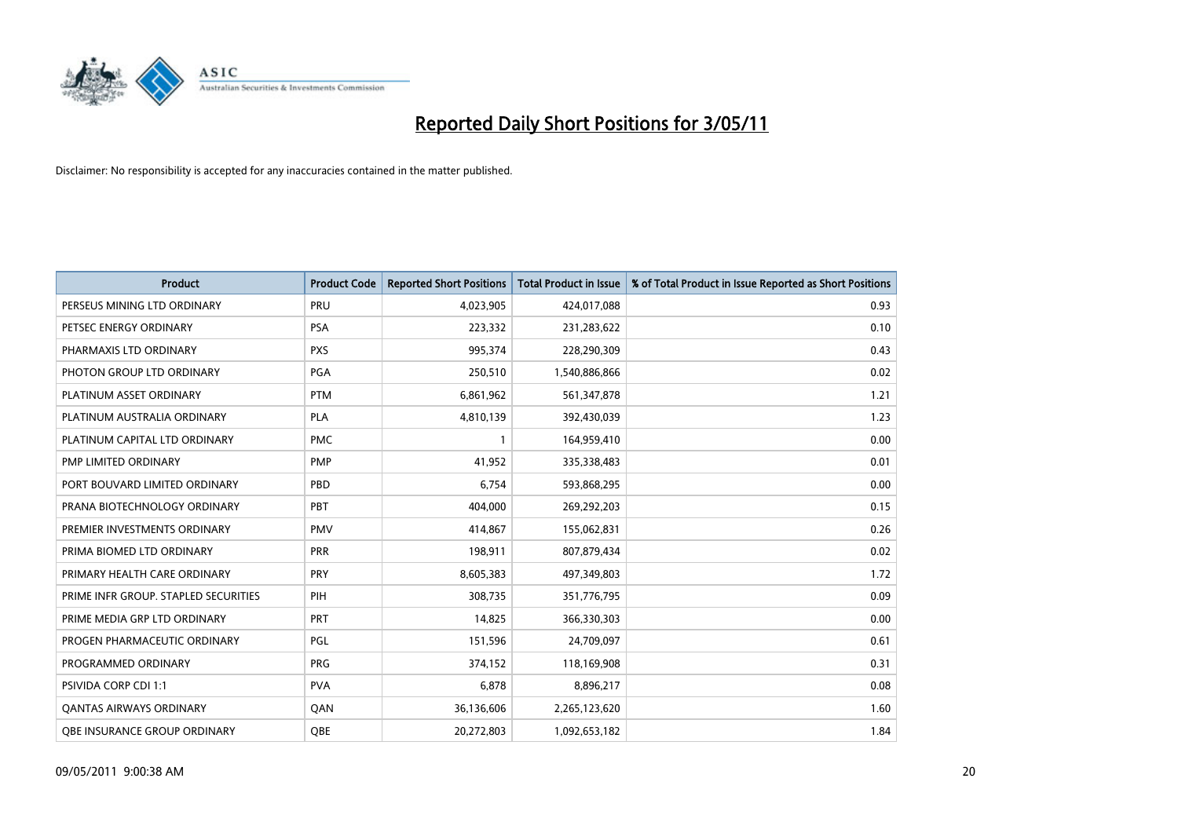# Reported Daily Short Positions for 3/05/11

Disclaimer: No responsibility is accepted for any inaccuracies contained in the matter published.

| Product | Product Code | Reported Short Positions | Total Product in Issue | % of Total Product in Issue Reported as Short Positions |
|---|---|---|---|---|
| PERSEUS MINING LTD ORDINARY | PRU | 4,023,905 | 424,017,088 | 0.93 |
| PETSEC ENERGY ORDINARY | PSA | 223,332 | 231,283,622 | 0.10 |
| PHARMAXIS LTD ORDINARY | PXS | 995,374 | 228,290,309 | 0.43 |
| PHOTON GROUP LTD ORDINARY | PGA | 250,510 | 1,540,886,866 | 0.02 |
| PLATINUM ASSET ORDINARY | PTM | 6,861,962 | 561,347,878 | 1.21 |
| PLATINUM AUSTRALIA ORDINARY | PLA | 4,810,139 | 392,430,039 | 1.23 |
| PLATINUM CAPITAL LTD ORDINARY | PMC | 1 | 164,959,410 | 0.00 |
| PMP LIMITED ORDINARY | PMP | 41,952 | 335,338,483 | 0.01 |
| PORT BOUVARD LIMITED ORDINARY | PBD | 6,754 | 593,868,295 | 0.00 |
| PRANA BIOTECHNOLOGY ORDINARY | PBT | 404,000 | 269,292,203 | 0.15 |
| PREMIER INVESTMENTS ORDINARY | PMV | 414,867 | 155,062,831 | 0.26 |
| PRIMA BIOMED LTD ORDINARY | PRR | 198,911 | 807,879,434 | 0.02 |
| PRIMARY HEALTH CARE ORDINARY | PRY | 8,605,383 | 497,349,803 | 1.72 |
| PRIME INFR GROUP. STAPLED SECURITIES | PIH | 308,735 | 351,776,795 | 0.09 |
| PRIME MEDIA GRP LTD ORDINARY | PRT | 14,825 | 366,330,303 | 0.00 |
| PROGEN PHARMACEUTIC ORDINARY | PGL | 151,596 | 24,709,097 | 0.61 |
| PROGRAMMED ORDINARY | PRG | 374,152 | 118,169,908 | 0.31 |
| PSIVIDA CORP CDI 1:1 | PVA | 6,878 | 8,896,217 | 0.08 |
| QANTAS AIRWAYS ORDINARY | QAN | 36,136,606 | 2,265,123,620 | 1.60 |
| QBE INSURANCE GROUP ORDINARY | QBE | 20,272,803 | 1,092,653,182 | 1.84 |

09/05/2011 9:00:38 AM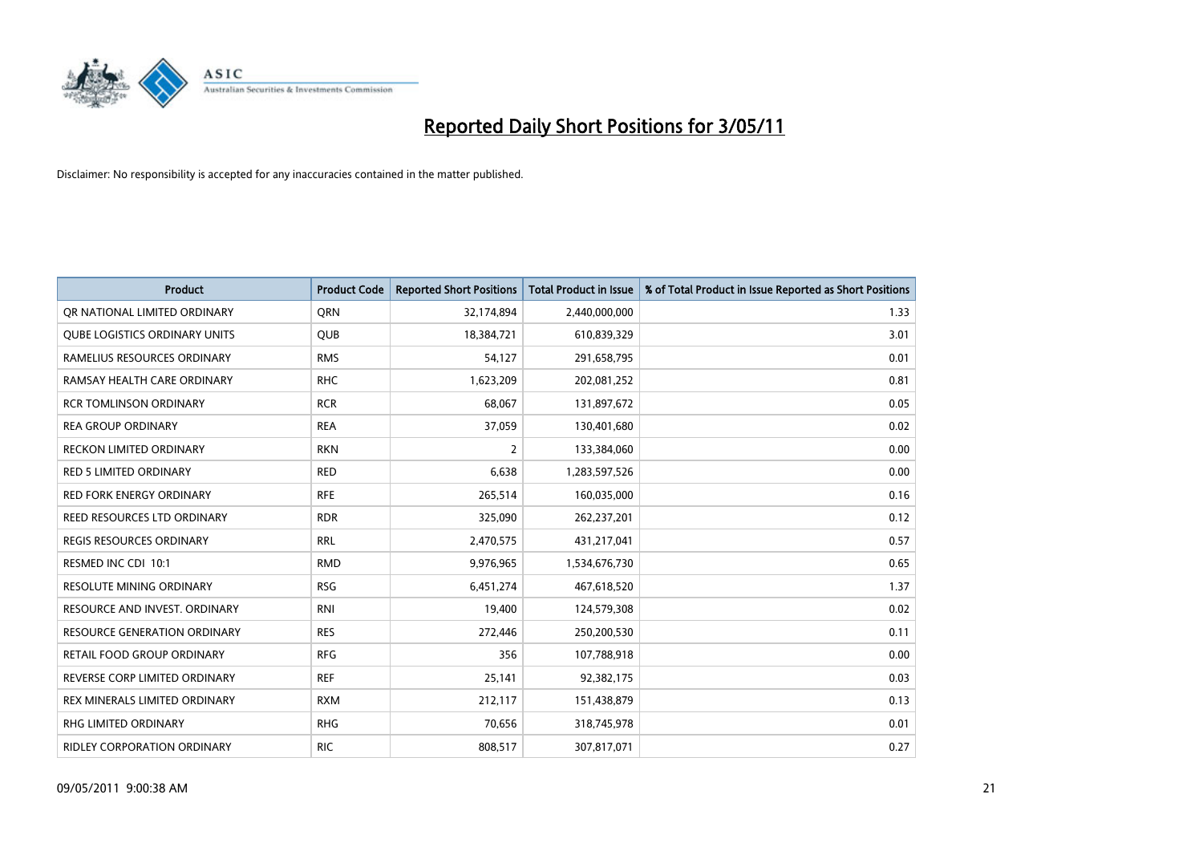# Reported Daily Short Positions for 3/05/11

Disclaimer: No responsibility is accepted for any inaccuracies contained in the matter published.

| Product | Product Code | Reported Short Positions | Total Product in Issue | % of Total Product in Issue Reported as Short Positions |
|---|---|---|---|---|
| QR NATIONAL LIMITED ORDINARY | QRN | 32,174,894 | 2,440,000,000 | 1.33 |
| QUBE LOGISTICS ORDINARY UNITS | QUB | 18,384,721 | 610,839,329 | 3.01 |
| RAMELIUS RESOURCES ORDINARY | RMS | 54,127 | 291,658,795 | 0.01 |
| RAMSAY HEALTH CARE ORDINARY | RHC | 1,623,209 | 202,081,252 | 0.81 |
| RCR TOMLINSON ORDINARY | RCR | 68,067 | 131,897,672 | 0.05 |
| REA GROUP ORDINARY | REA | 37,059 | 130,401,680 | 0.02 |
| RECKON LIMITED ORDINARY | RKN | 2 | 133,384,060 | 0.00 |
| RED 5 LIMITED ORDINARY | RED | 6,638 | 1,283,597,526 | 0.00 |
| RED FORK ENERGY ORDINARY | RFE | 265,514 | 160,035,000 | 0.16 |
| REED RESOURCES LTD ORDINARY | RDR | 325,090 | 262,237,201 | 0.12 |
| REGIS RESOURCES ORDINARY | RRL | 2,470,575 | 431,217,041 | 0.57 |
| RESMED INC CDI 10:1 | RMD | 9,976,965 | 1,534,676,730 | 0.65 |
| RESOLUTE MINING ORDINARY | RSG | 6,451,274 | 467,618,520 | 1.37 |
| RESOURCE AND INVEST. ORDINARY | RNI | 19,400 | 124,579,308 | 0.02 |
| RESOURCE GENERATION ORDINARY | RES | 272,446 | 250,200,530 | 0.11 |
| RETAIL FOOD GROUP ORDINARY | RFG | 356 | 107,788,918 | 0.00 |
| REVERSE CORP LIMITED ORDINARY | REF | 25,141 | 92,382,175 | 0.03 |
| REX MINERALS LIMITED ORDINARY | RXM | 212,117 | 151,438,879 | 0.13 |
| RHG LIMITED ORDINARY | RHG | 70,656 | 318,745,978 | 0.01 |
| RIDLEY CORPORATION ORDINARY | RIC | 808,517 | 307,817,071 | 0.27 |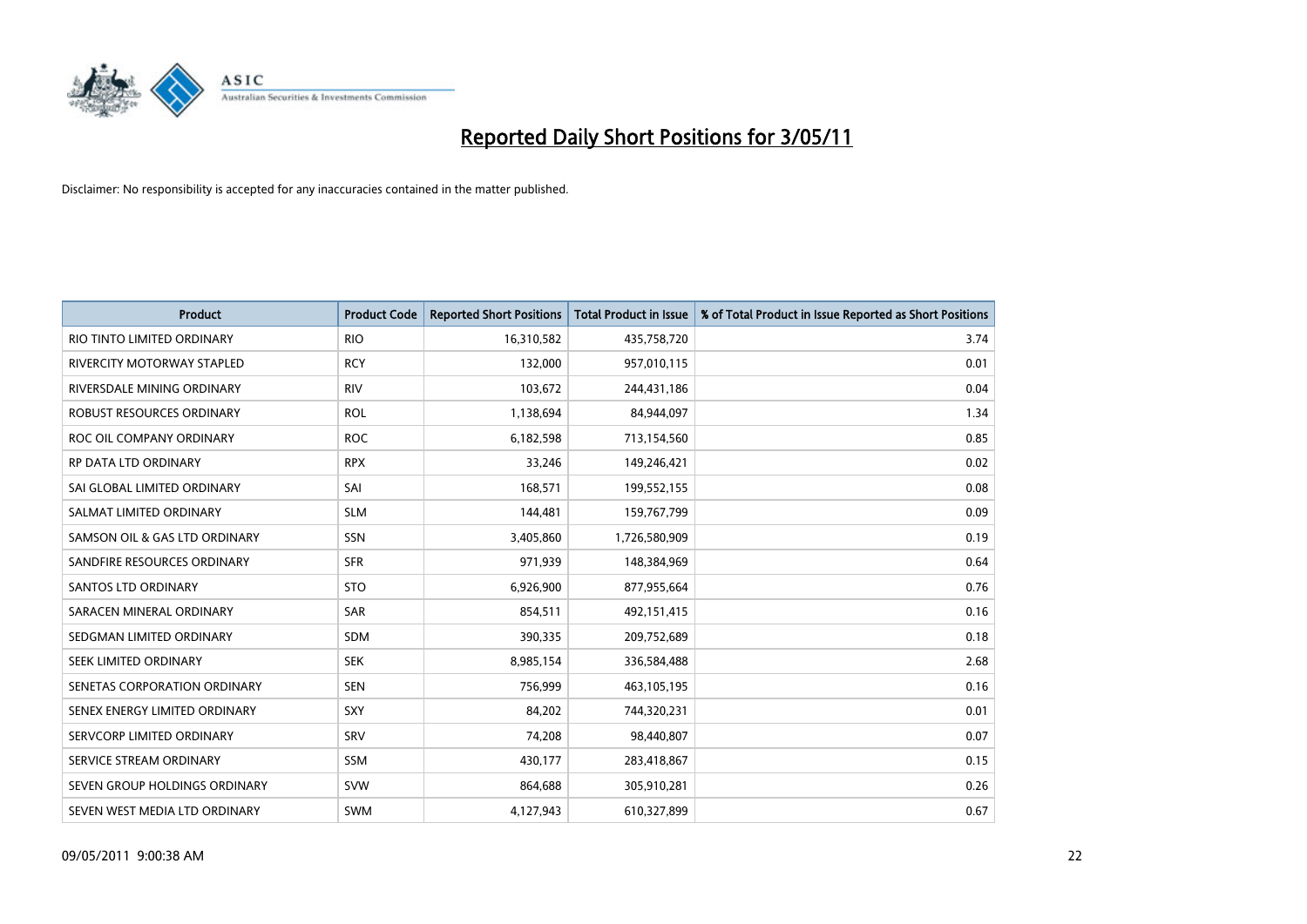# Reported Daily Short Positions for 3/05/11

Disclaimer: No responsibility is accepted for any inaccuracies contained in the matter published.

| Product | Product Code | Reported Short Positions | Total Product in Issue | % of Total Product in Issue Reported as Short Positions |
|---|---|---|---|---|
| RIO TINTO LIMITED ORDINARY | RIO | 16,310,582 | 435,758,720 | 3.74 |
| RIVERCITY MOTORWAY STAPLED | RCY | 132,000 | 957,010,115 | 0.01 |
| RIVERSDALE MINING ORDINARY | RIV | 103,672 | 244,431,186 | 0.04 |
| ROBUST RESOURCES ORDINARY | ROL | 1,138,694 | 84,944,097 | 1.34 |
| ROC OIL COMPANY ORDINARY | ROC | 6,182,598 | 713,154,560 | 0.85 |
| RP DATA LTD ORDINARY | RPX | 33,246 | 149,246,421 | 0.02 |
| SAI GLOBAL LIMITED ORDINARY | SAI | 168,571 | 199,552,155 | 0.08 |
| SALMAT LIMITED ORDINARY | SLM | 144,481 | 159,767,799 | 0.09 |
| SAMSON OIL & GAS LTD ORDINARY | SSN | 3,405,860 | 1,726,580,909 | 0.19 |
| SANDFIRE RESOURCES ORDINARY | SFR | 971,939 | 148,384,969 | 0.64 |
| SANTOS LTD ORDINARY | STO | 6,926,900 | 877,955,664 | 0.76 |
| SARACEN MINERAL ORDINARY | SAR | 854,511 | 492,151,415 | 0.16 |
| SEDGMAN LIMITED ORDINARY | SDM | 390,335 | 209,752,689 | 0.18 |
| SEEK LIMITED ORDINARY | SEK | 8,985,154 | 336,584,488 | 2.68 |
| SENETAS CORPORATION ORDINARY | SEN | 756,999 | 463,105,195 | 0.16 |
| SENEX ENERGY LIMITED ORDINARY | SXY | 84,202 | 744,320,231 | 0.01 |
| SERVCORP LIMITED ORDINARY | SRV | 74,208 | 98,440,807 | 0.07 |
| SERVICE STREAM ORDINARY | SSM | 430,177 | 283,418,867 | 0.15 |
| SEVEN GROUP HOLDINGS ORDINARY | SVW | 864,688 | 305,910,281 | 0.26 |
| SEVEN WEST MEDIA LTD ORDINARY | SWM | 4,127,943 | 610,327,899 | 0.67 |

09/05/2011 9:00:38 AM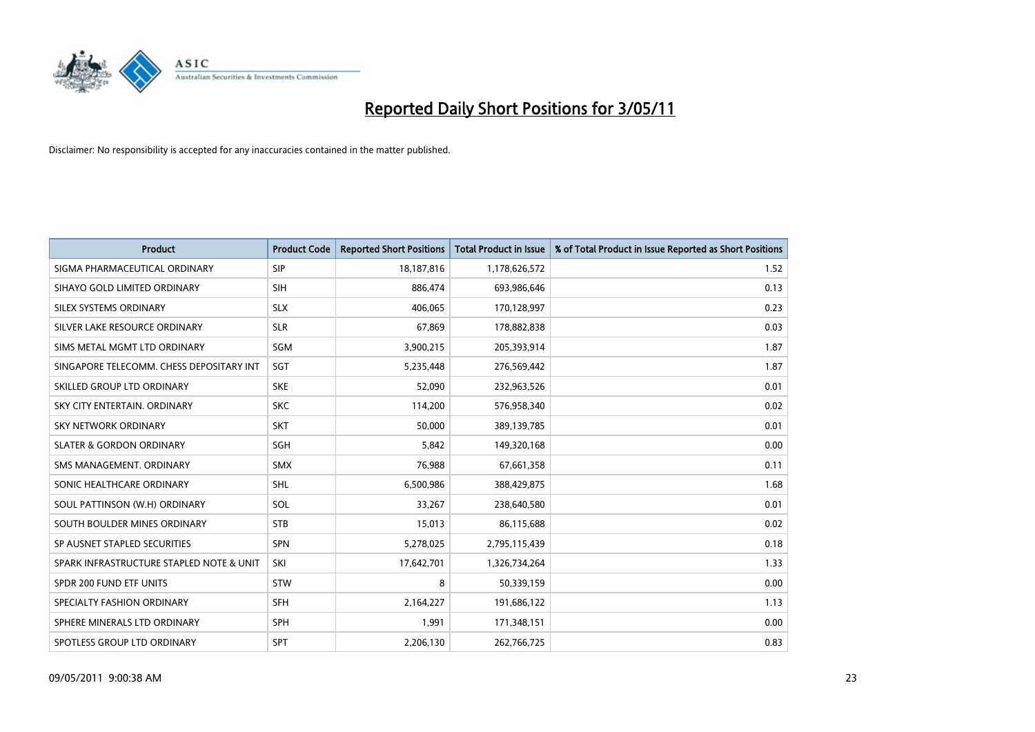# Reported Daily Short Positions for 3/05/11

Disclaimer: No responsibility is accepted for any inaccuracies contained in the matter published.

| Product | Product Code | Reported Short Positions | Total Product in Issue | % of Total Product in Issue Reported as Short Positions |
| --- | --- | --- | --- | --- |
| SIGMA PHARMACEUTICAL ORDINARY | SIP | 18,187,816 | 1,178,626,572 | 1.52 |
| SIHAYO GOLD LIMITED ORDINARY | SIH | 886,474 | 693,986,646 | 0.13 |
| SILEX SYSTEMS ORDINARY | SLX | 406,065 | 170,128,997 | 0.23 |
| SILVER LAKE RESOURCE ORDINARY | SLR | 67,869 | 178,882,838 | 0.03 |
| SIMS METAL MGMT LTD ORDINARY | SGM | 3,900,215 | 205,393,914 | 1.87 |
| SINGAPORE TELECOMM. CHESS DEPOSITARY INT | SGT | 5,235,448 | 276,569,442 | 1.87 |
| SKILLED GROUP LTD ORDINARY | SKE | 52,090 | 232,963,526 | 0.01 |
| SKY CITY ENTERTAIN. ORDINARY | SKC | 114,200 | 576,958,340 | 0.02 |
| SKY NETWORK ORDINARY | SKT | 50,000 | 389,139,785 | 0.01 |
| SLATER & GORDON ORDINARY | SGH | 5,842 | 149,320,168 | 0.00 |
| SMS MANAGEMENT. ORDINARY | SMX | 76,988 | 67,661,358 | 0.11 |
| SONIC HEALTHCARE ORDINARY | SHL | 6,500,986 | 388,429,875 | 1.68 |
| SOUL PATTINSON (W.H) ORDINARY | SOL | 33,267 | 238,640,580 | 0.01 |
| SOUTH BOULDER MINES ORDINARY | STB | 15,013 | 86,115,688 | 0.02 |
| SP AUSNET STAPLED SECURITIES | SPN | 5,278,025 | 2,795,115,439 | 0.18 |
| SPARK INFRASTRUCTURE STAPLED NOTE & UNIT | SKI | 17,642,701 | 1,326,734,264 | 1.33 |
| SPDR 200 FUND ETF UNITS | STW | 8 | 50,339,159 | 0.00 |
| SPECIALTY FASHION ORDINARY | SFH | 2,164,227 | 191,686,122 | 1.13 |
| SPHERE MINERALS LTD ORDINARY | SPH | 1,991 | 171,348,151 | 0.00 |
| SPOTLESS GROUP LTD ORDINARY | SPT | 2,206,130 | 262,766,725 | 0.83 |

09/05/2011 9:00:38 AM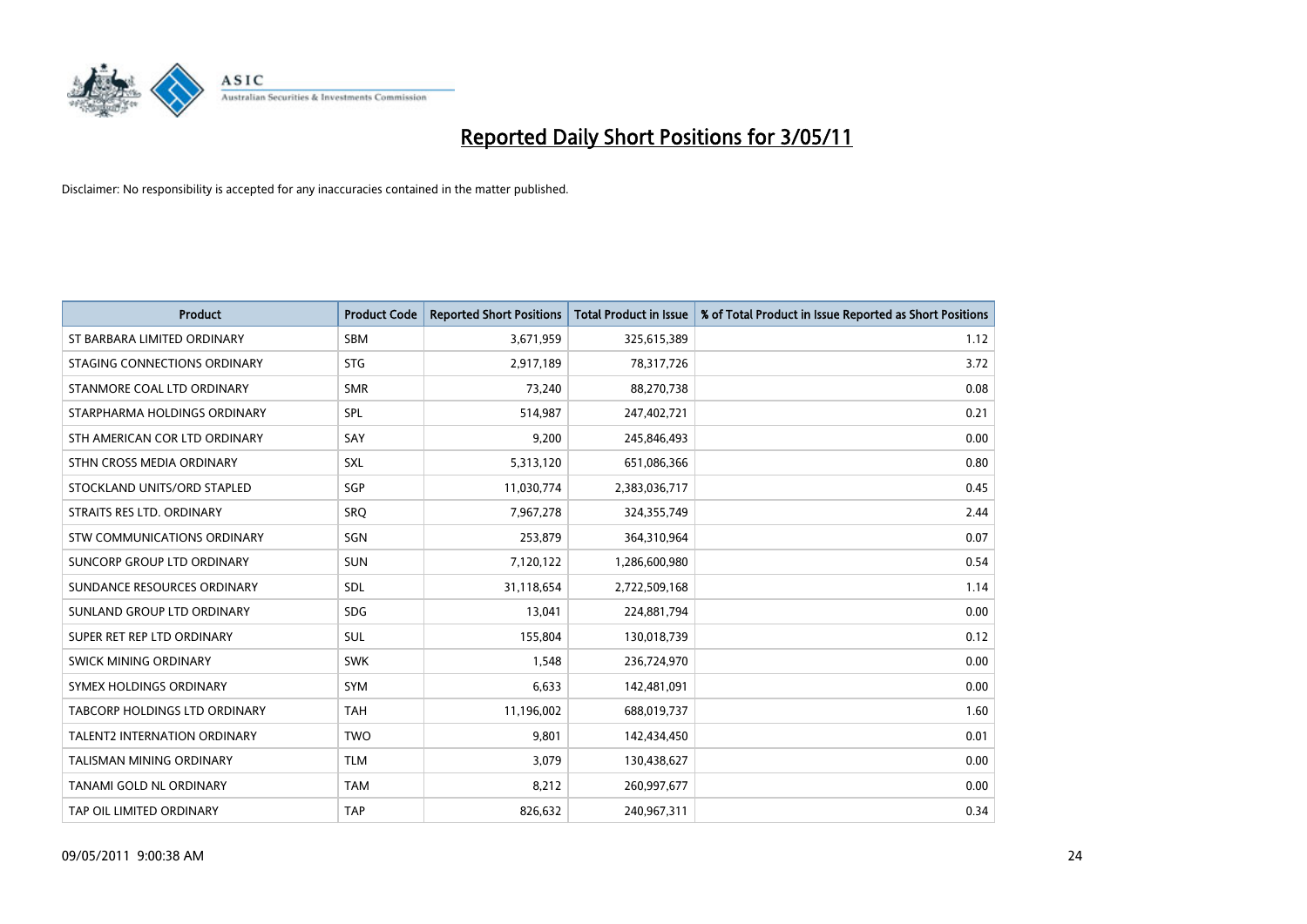# Reported Daily Short Positions for 3/05/11

Disclaimer: No responsibility is accepted for any inaccuracies contained in the matter published.

| Product | Product Code | Reported Short Positions | Total Product in Issue | % of Total Product in Issue Reported as Short Positions |
|---|---|---|---|---|
| ST BARBARA LIMITED ORDINARY | SBM | 3,671,959 | 325,615,389 | 1.12 |
| STAGING CONNECTIONS ORDINARY | STG | 2,917,189 | 78,317,726 | 3.72 |
| STANMORE COAL LTD ORDINARY | SMR | 73,240 | 88,270,738 | 0.08 |
| STARPHARMA HOLDINGS ORDINARY | SPL | 514,987 | 247,402,721 | 0.21 |
| STH AMERICAN COR LTD ORDINARY | SAY | 9,200 | 245,846,493 | 0.00 |
| STHN CROSS MEDIA ORDINARY | SXL | 5,313,120 | 651,086,366 | 0.80 |
| STOCKLAND UNITS/ORD STAPLED | SGP | 11,030,774 | 2,383,036,717 | 0.45 |
| STRAITS RES LTD. ORDINARY | SRQ | 7,967,278 | 324,355,749 | 2.44 |
| STW COMMUNICATIONS ORDINARY | SGN | 253,879 | 364,310,964 | 0.07 |
| SUNCORP GROUP LTD ORDINARY | SUN | 7,120,122 | 1,286,600,980 | 0.54 |
| SUNDANCE RESOURCES ORDINARY | SDL | 31,118,654 | 2,722,509,168 | 1.14 |
| SUNLAND GROUP LTD ORDINARY | SDG | 13,041 | 224,881,794 | 0.00 |
| SUPER RET REP LTD ORDINARY | SUL | 155,804 | 130,018,739 | 0.12 |
| SWICK MINING ORDINARY | SWK | 1,548 | 236,724,970 | 0.00 |
| SYMEX HOLDINGS ORDINARY | SYM | 6,633 | 142,481,091 | 0.00 |
| TABCORP HOLDINGS LTD ORDINARY | TAH | 11,196,002 | 688,019,737 | 1.60 |
| TALENT2 INTERNATION ORDINARY | TWO | 9,801 | 142,434,450 | 0.01 |
| TALISMAN MINING ORDINARY | TLM | 3,079 | 130,438,627 | 0.00 |
| TANAMI GOLD NL ORDINARY | TAM | 8,212 | 260,997,677 | 0.00 |
| TAP OIL LIMITED ORDINARY | TAP | 826,632 | 240,967,311 | 0.34 |

09/05/2011 9:00:38 AM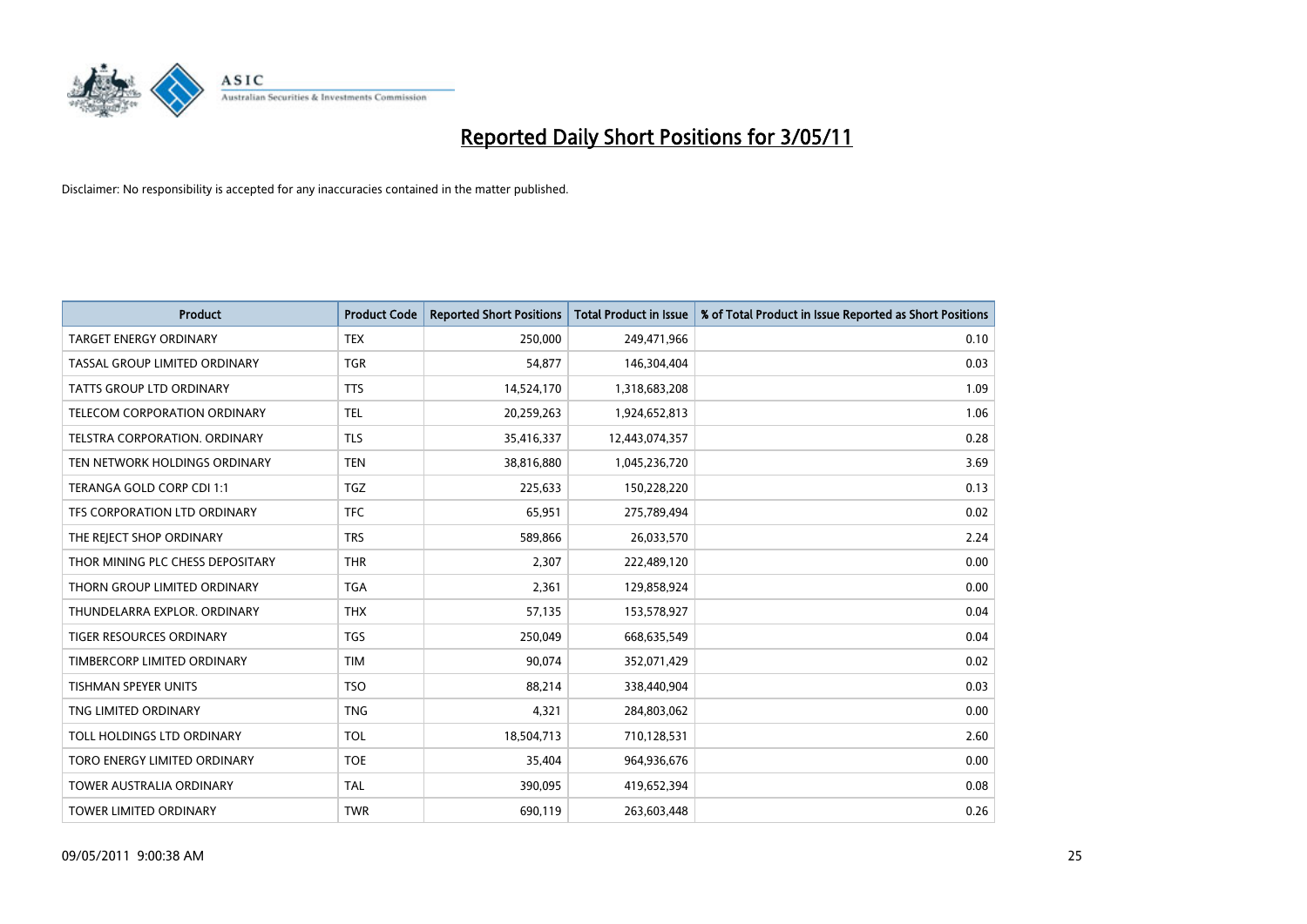# Reported Daily Short Positions for 3/05/11

Disclaimer: No responsibility is accepted for any inaccuracies contained in the matter published.

| Product | Product Code | Reported Short Positions | Total Product in Issue | % of Total Product in Issue Reported as Short Positions |
|---|---|---|---|---|
| TARGET ENERGY ORDINARY | TEX | 250,000 | 249,471,966 | 0.10 |
| TASSAL GROUP LIMITED ORDINARY | TGR | 54,877 | 146,304,404 | 0.03 |
| TATTS GROUP LTD ORDINARY | TTS | 14,524,170 | 1,318,683,208 | 1.09 |
| TELECOM CORPORATION ORDINARY | TEL | 20,259,263 | 1,924,652,813 | 1.06 |
| TELSTRA CORPORATION. ORDINARY | TLS | 35,416,337 | 12,443,074,357 | 0.28 |
| TEN NETWORK HOLDINGS ORDINARY | TEN | 38,816,880 | 1,045,236,720 | 3.69 |
| TERANGA GOLD CORP CDI 1:1 | TGZ | 225,633 | 150,228,220 | 0.13 |
| TFS CORPORATION LTD ORDINARY | TFC | 65,951 | 275,789,494 | 0.02 |
| THE REJECT SHOP ORDINARY | TRS | 589,866 | 26,033,570 | 2.24 |
| THOR MINING PLC CHESS DEPOSITARY | THR | 2,307 | 222,489,120 | 0.00 |
| THORN GROUP LIMITED ORDINARY | TGA | 2,361 | 129,858,924 | 0.00 |
| THUNDELARRA EXPLOR. ORDINARY | THX | 57,135 | 153,578,927 | 0.04 |
| TIGER RESOURCES ORDINARY | TGS | 250,049 | 668,635,549 | 0.04 |
| TIMBERCORP LIMITED ORDINARY | TIM | 90,074 | 352,071,429 | 0.02 |
| TISHMAN SPEYER UNITS | TSO | 88,214 | 338,440,904 | 0.03 |
| TNG LIMITED ORDINARY | TNG | 4,321 | 284,803,062 | 0.00 |
| TOLL HOLDINGS LTD ORDINARY | TOL | 18,504,713 | 710,128,531 | 2.60 |
| TORO ENERGY LIMITED ORDINARY | TOE | 35,404 | 964,936,676 | 0.00 |
| TOWER AUSTRALIA ORDINARY | TAL | 390,095 | 419,652,394 | 0.08 |
| TOWER LIMITED ORDINARY | TWR | 690,119 | 263,603,448 | 0.26 |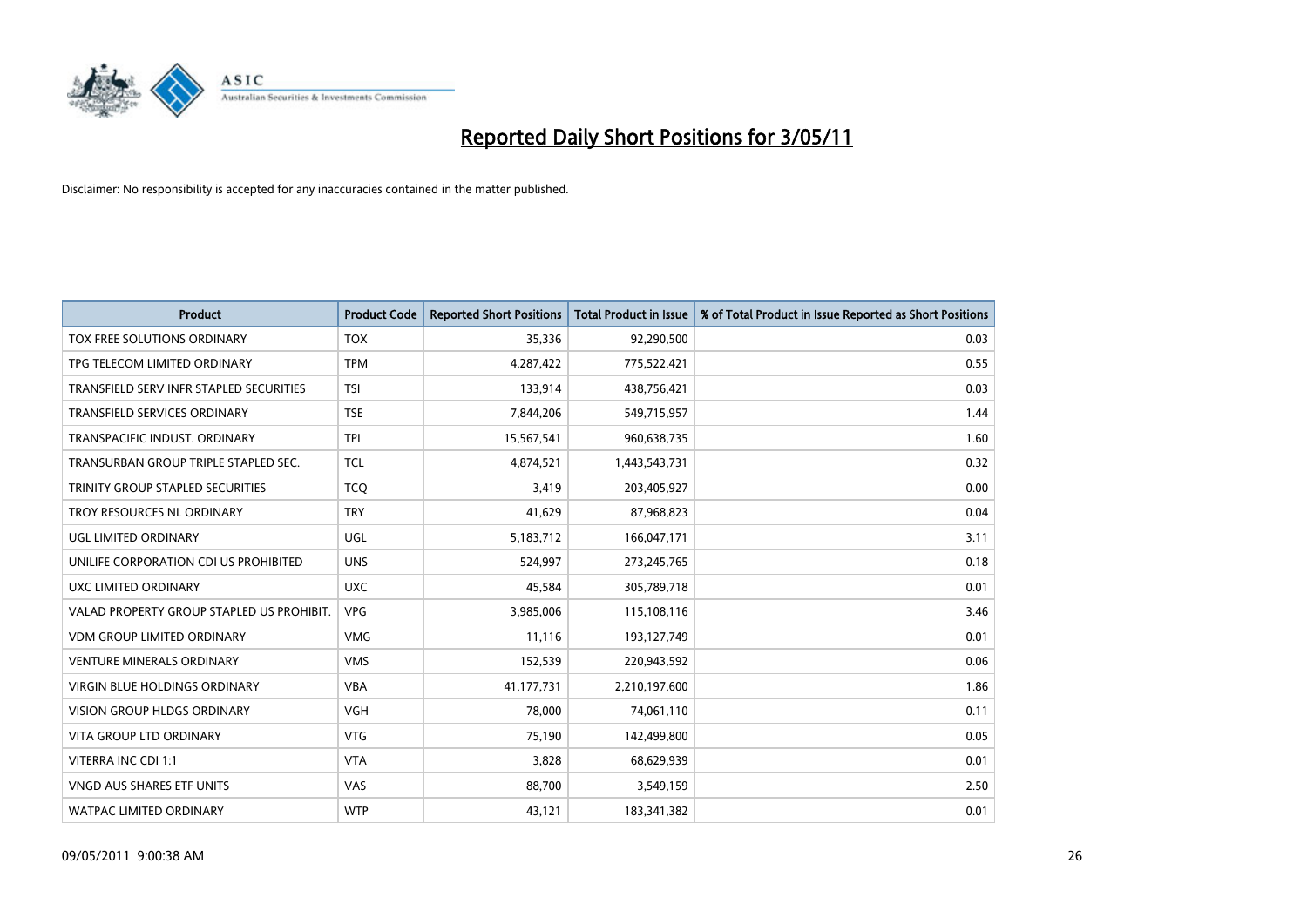# Reported Daily Short Positions for 3/05/11

Disclaimer: No responsibility is accepted for any inaccuracies contained in the matter published.

| Product | Product Code | Reported Short Positions | Total Product in Issue | % of Total Product in Issue Reported as Short Positions |
|---|---|---|---|---|
| TOX FREE SOLUTIONS ORDINARY | TOX | 35,336 | 92,290,500 | 0.03 |
| TPG TELECOM LIMITED ORDINARY | TPM | 4,287,422 | 775,522,421 | 0.55 |
| TRANSFIELD SERV INFR STAPLED SECURITIES | TSI | 133,914 | 438,756,421 | 0.03 |
| TRANSFIELD SERVICES ORDINARY | TSE | 7,844,206 | 549,715,957 | 1.44 |
| TRANSPACIFIC INDUST. ORDINARY | TPI | 15,567,541 | 960,638,735 | 1.60 |
| TRANSURBAN GROUP TRIPLE STAPLED SEC. | TCL | 4,874,521 | 1,443,543,731 | 0.32 |
| TRINITY GROUP STAPLED SECURITIES | TCQ | 3,419 | 203,405,927 | 0.00 |
| TROY RESOURCES NL ORDINARY | TRY | 41,629 | 87,968,823 | 0.04 |
| UGL LIMITED ORDINARY | UGL | 5,183,712 | 166,047,171 | 3.11 |
| UNILIFE CORPORATION CDI US PROHIBITED | UNS | 524,997 | 273,245,765 | 0.18 |
| UXC LIMITED ORDINARY | UXC | 45,584 | 305,789,718 | 0.01 |
| VALAD PROPERTY GROUP STAPLED US PROHIBIT. | VPG | 3,985,006 | 115,108,116 | 3.46 |
| VDM GROUP LIMITED ORDINARY | VMG | 11,116 | 193,127,749 | 0.01 |
| VENTURE MINERALS ORDINARY | VMS | 152,539 | 220,943,592 | 0.06 |
| VIRGIN BLUE HOLDINGS ORDINARY | VBA | 41,177,731 | 2,210,197,600 | 1.86 |
| VISION GROUP HLDGS ORDINARY | VGH | 78,000 | 74,061,110 | 0.11 |
| VITA GROUP LTD ORDINARY | VTG | 75,190 | 142,499,800 | 0.05 |
| VITERRA INC CDI 1:1 | VTA | 3,828 | 68,629,939 | 0.01 |
| VNGD AUS SHARES ETF UNITS | VAS | 88,700 | 3,549,159 | 2.50 |
| WATPAC LIMITED ORDINARY | WTP | 43,121 | 183,341,382 | 0.01 |

09/05/2011 9:00:38 AM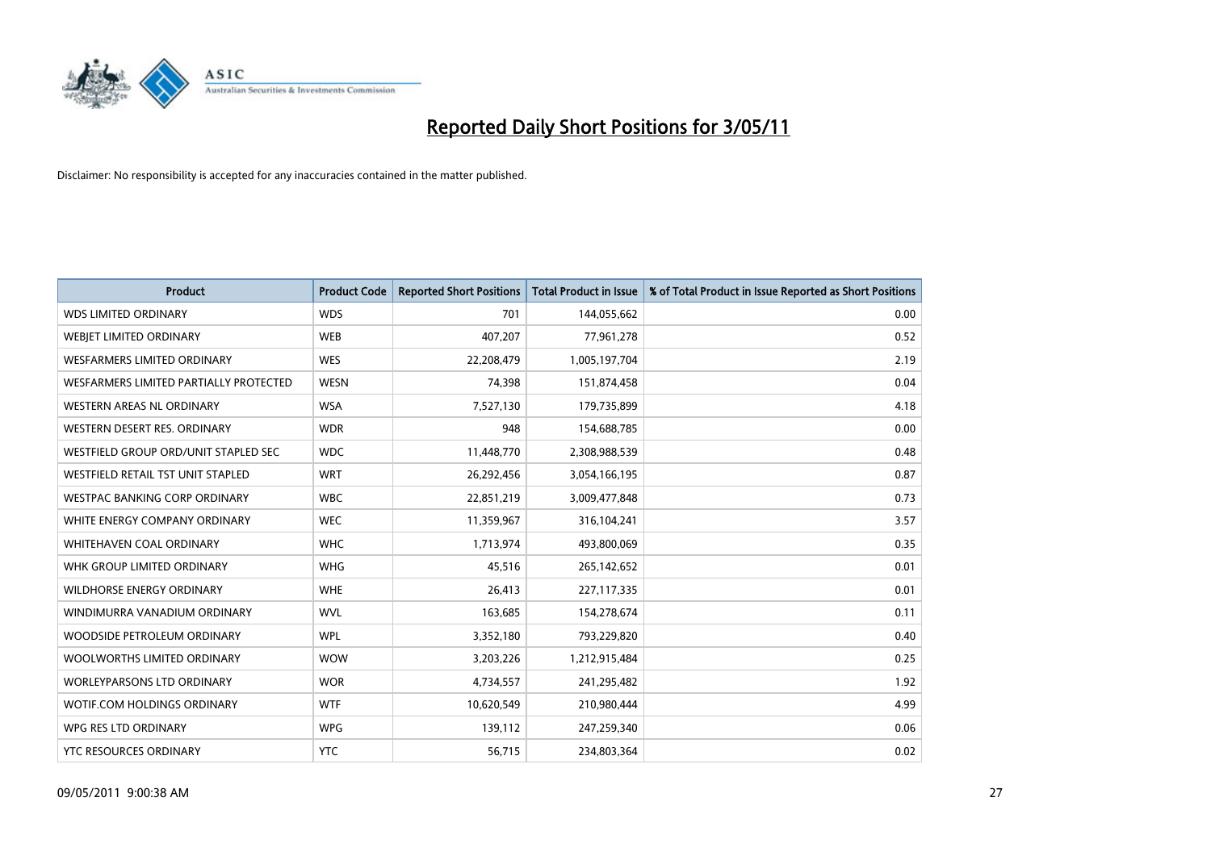# Reported Daily Short Positions for 3/05/11

Disclaimer: No responsibility is accepted for any inaccuracies contained in the matter published.

| Product | Product Code | Reported Short Positions | Total Product in Issue | % of Total Product in Issue Reported as Short Positions |
|---|---|---|---|---|
| WDS LIMITED ORDINARY | WDS | 701 | 144,055,662 | 0.00 |
| WEBJET LIMITED ORDINARY | WEB | 407,207 | 77,961,278 | 0.52 |
| WESFARMERS LIMITED ORDINARY | WES | 22,208,479 | 1,005,197,704 | 2.19 |
| WESFARMERS LIMITED PARTIALLY PROTECTED | WESN | 74,398 | 151,874,458 | 0.04 |
| WESTERN AREAS NL ORDINARY | WSA | 7,527,130 | 179,735,899 | 4.18 |
| WESTERN DESERT RES. ORDINARY | WDR | 948 | 154,688,785 | 0.00 |
| WESTFIELD GROUP ORD/UNIT STAPLED SEC | WDC | 11,448,770 | 2,308,988,539 | 0.48 |
| WESTFIELD RETAIL TST UNIT STAPLED | WRT | 26,292,456 | 3,054,166,195 | 0.87 |
| WESTPAC BANKING CORP ORDINARY | WBC | 22,851,219 | 3,009,477,848 | 0.73 |
| WHITE ENERGY COMPANY ORDINARY | WEC | 11,359,967 | 316,104,241 | 3.57 |
| WHITEHAVEN COAL ORDINARY | WHC | 1,713,974 | 493,800,069 | 0.35 |
| WHK GROUP LIMITED ORDINARY | WHG | 45,516 | 265,142,652 | 0.01 |
| WILDHORSE ENERGY ORDINARY | WHE | 26,413 | 227,117,335 | 0.01 |
| WINDIMURRA VANADIUM ORDINARY | WVL | 163,685 | 154,278,674 | 0.11 |
| WOODSIDE PETROLEUM ORDINARY | WPL | 3,352,180 | 793,229,820 | 0.40 |
| WOOLWORTHS LIMITED ORDINARY | WOW | 3,203,226 | 1,212,915,484 | 0.25 |
| WORLEYPARSONS LTD ORDINARY | WOR | 4,734,557 | 241,295,482 | 1.92 |
| WOTIF.COM HOLDINGS ORDINARY | WTF | 10,620,549 | 210,980,444 | 4.99 |
| WPG RES LTD ORDINARY | WPG | 139,112 | 247,259,340 | 0.06 |
| YTC RESOURCES ORDINARY | YTC | 56,715 | 234,803,364 | 0.02 |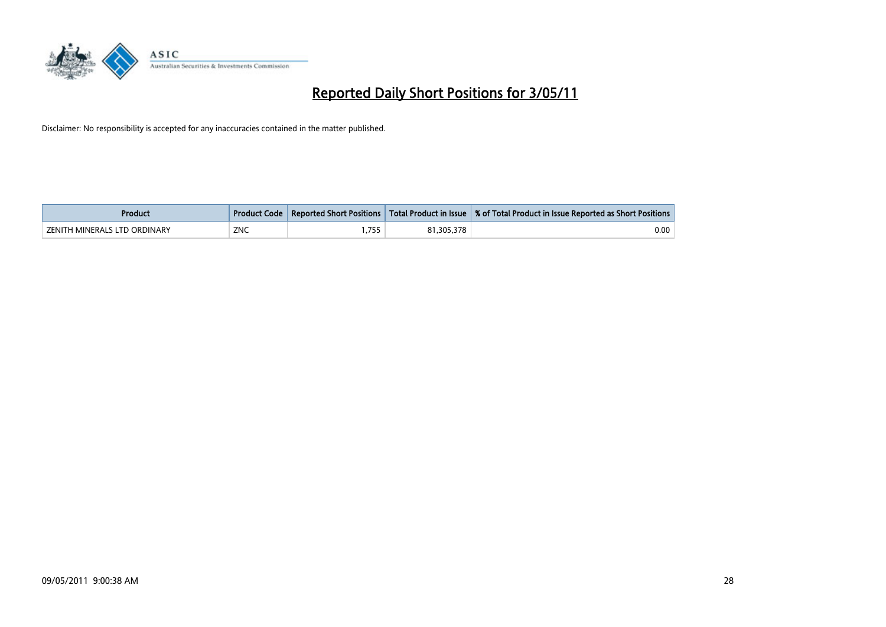# Reported Daily Short Positions for 3/05/11

Disclaimer: No responsibility is accepted for any inaccuracies contained in the matter published.

| Product | Product Code | Reported Short Positions | Total Product in Issue | % of Total Product in Issue Reported as Short Positions |
|---|---|---|---|---|
| ZENITH MINERALS LTD ORDINARY | ZNC | 1,755 | 81,305,378 | 0.00 |

09/05/2011 9:00:38 AM